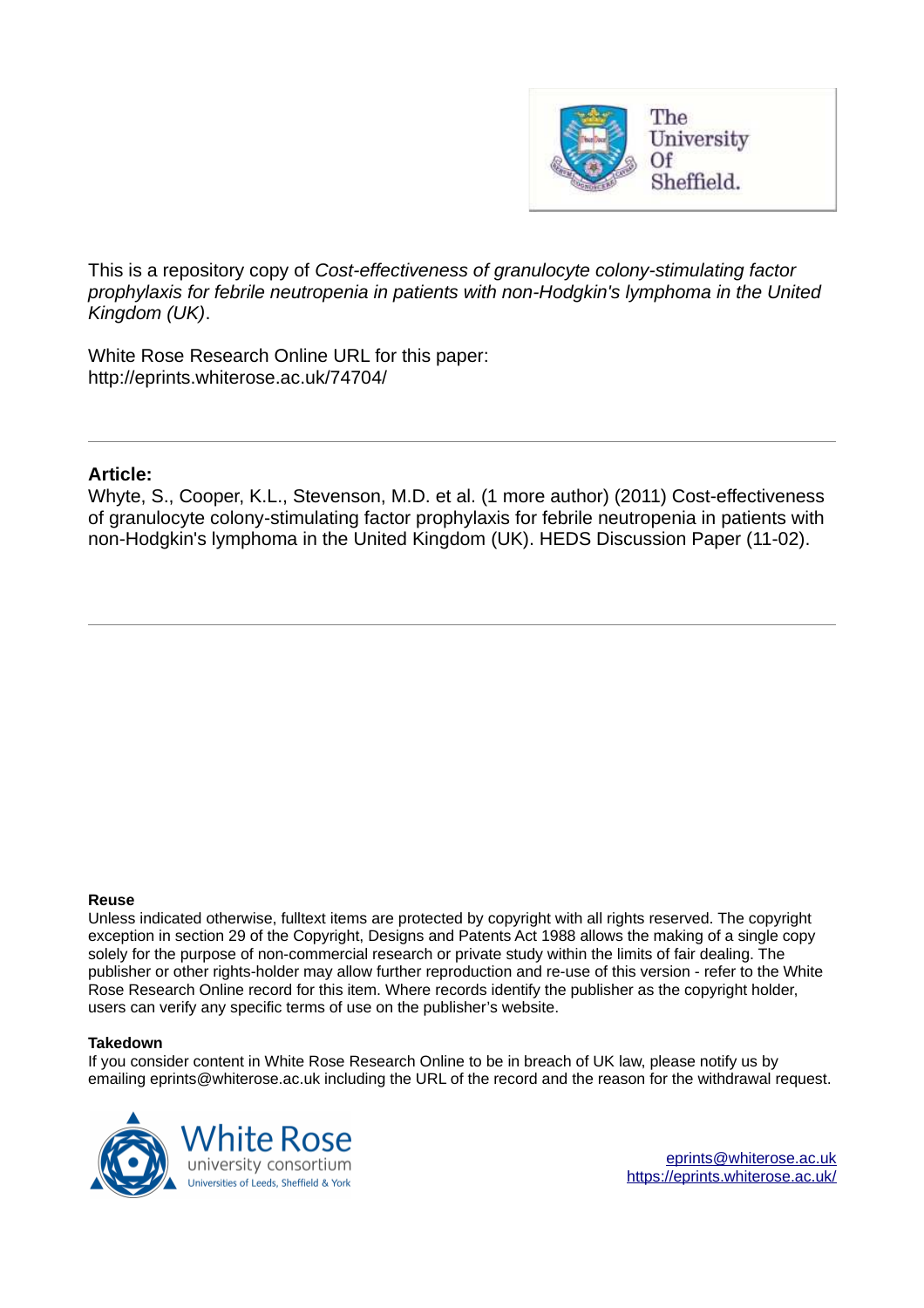This is a repository copy of *Cost-effectiveness of granulocyte colony-stimulating factor prophylaxis for febrile neutropenia in patients with non-Hodgkin's lymphoma in the United Kingdom (UK)*.

White Rose Research Online URL for this paper:
http://eprints.whiterose.ac.uk/74704/

---

**Article:**

Whyte, S., Cooper, K.L., Stevenson, M.D. et al. (1 more author) (2011) Cost-effectiveness of granulocyte colony-stimulating factor prophylaxis for febrile neutropenia in patients with non-Hodgkin's lymphoma in the United Kingdom (UK). HEDS Discussion Paper (11-02).

---

**Reuse**

Unless indicated otherwise, fulltext items are protected by copyright with all rights reserved. The copyright exception in section 29 of the Copyright, Designs and Patents Act 1988 allows the making of a single copy solely for the purpose of non-commercial research or private study within the limits of fair dealing. The publisher or other rights-holder may allow further reproduction and re-use of this version - refer to the White Rose Research Online record for this item. Where records identify the publisher as the copyright holder, users can verify any specific terms of use on the publisher's website.

**Takedown**

If you consider content in White Rose Research Online to be in breach of UK law, please notify us by emailing eprints@whiterose.ac.uk including the URL of the record and the reason for the withdrawal request.

eprints@whiterose.ac.uk
https://eprints.whiterose.ac.uk/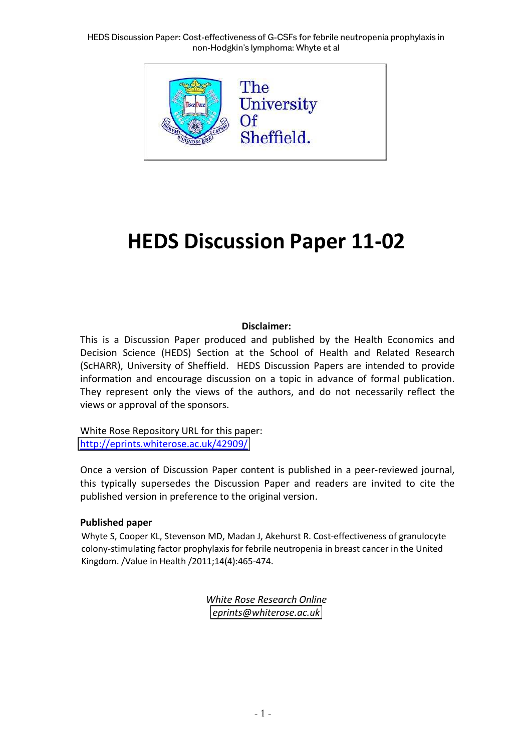# HEDS Discussion Paper 11-02

**Disclaimer:**

This is a Discussion Paper produced and published by the Health Economics and Decision Science (HEDS) Section at the School of Health and Related Research (ScHARR), University of Sheffield. HEDS Discussion Papers are intended to provide information and encourage discussion on a topic in advance of formal publication. They represent only the views of the authors, and do not necessarily reflect the views or approval of the sponsors.

White Rose Repository URL for this paper:
http://eprints.whiterose.ac.uk/42909/

Once a version of Discussion Paper content is published in a peer-reviewed journal, this typically supersedes the Discussion Paper and readers are invited to cite the published version in preference to the original version.

**Published paper**

Whyte S, Cooper KL, Stevenson MD, Madan J, Akehurst R. Cost-effectiveness of granulocyte colony-stimulating factor prophylaxis for febrile neutropenia in breast cancer in the United Kingdom. /Value in Health /2011;14(4):465-474.

*White Rose Research Online*
*eprints@whiterose.ac.uk*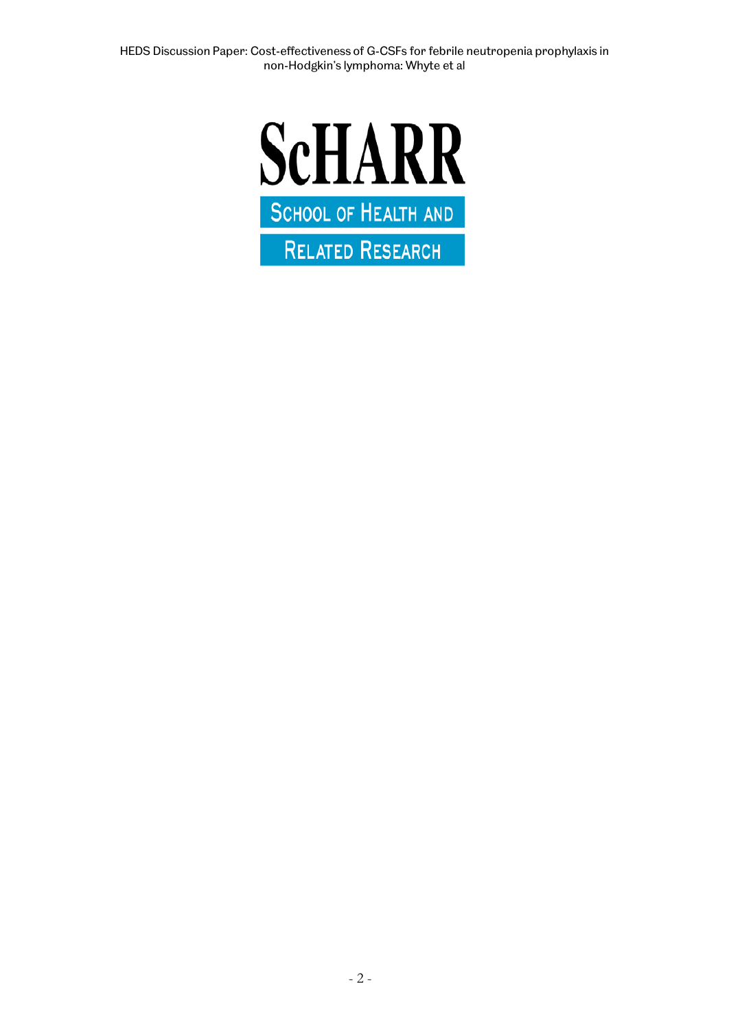ScHARR

SCHOOL OF HEALTH AND

RELATED RESEARCH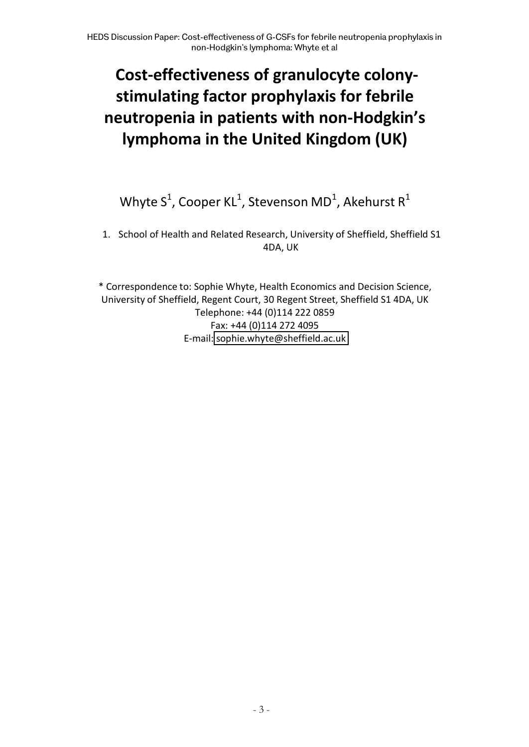# Cost-effectiveness of granulocyte colony-stimulating factor prophylaxis for febrile neutropenia in patients with non-Hodgkin's lymphoma in the United Kingdom (UK)

Whyte S[1], Cooper KL[1], Stevenson MD[1], Akehurst R[1]

1. School of Health and Related Research, University of Sheffield, Sheffield S1 4DA, UK

\* Correspondence to: Sophie Whyte, Health Economics and Decision Science, University of Sheffield, Regent Court, 30 Regent Street, Sheffield S1 4DA, UK
Telephone: +44 (0)114 222 0859
Fax: +44 (0)114 272 4095
E-mail: sophie.whyte@sheffield.ac.uk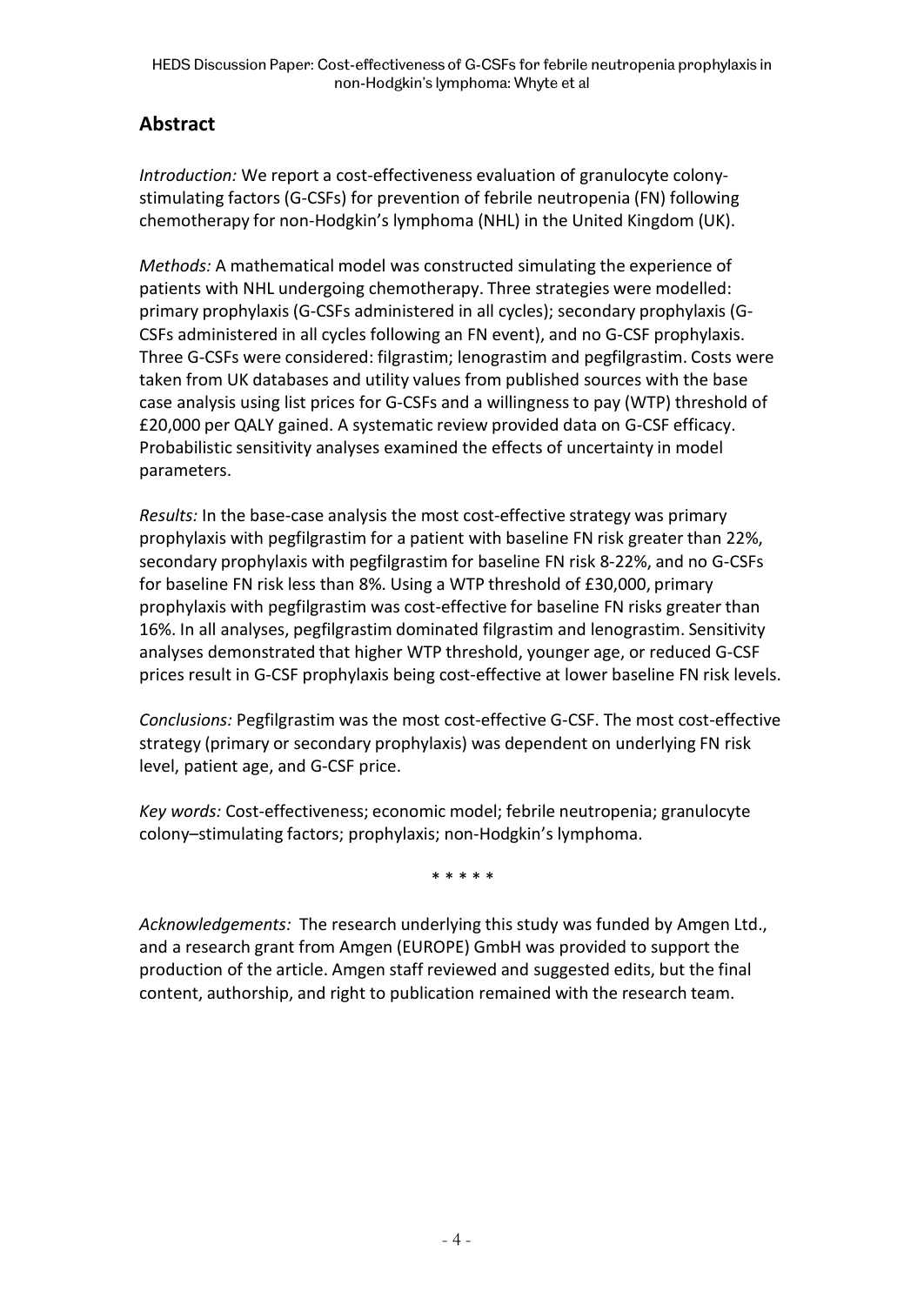## Abstract

*Introduction:* We report a cost-effectiveness evaluation of granulocyte colony-stimulating factors (G-CSFs) for prevention of febrile neutropenia (FN) following chemotherapy for non-Hodgkin's lymphoma (NHL) in the United Kingdom (UK).

*Methods:* A mathematical model was constructed simulating the experience of patients with NHL undergoing chemotherapy. Three strategies were modelled: primary prophylaxis (G-CSFs administered in all cycles); secondary prophylaxis (G-CSFs administered in all cycles following an FN event), and no G-CSF prophylaxis. Three G-CSFs were considered: filgrastim; lenograstim and pegfilgrastim. Costs were taken from UK databases and utility values from published sources with the base case analysis using list prices for G-CSFs and a willingness to pay (WTP) threshold of £20,000 per QALY gained. A systematic review provided data on G-CSF efficacy. Probabilistic sensitivity analyses examined the effects of uncertainty in model parameters.

*Results:* In the base-case analysis the most cost-effective strategy was primary prophylaxis with pegfilgrastim for a patient with baseline FN risk greater than 22%, secondary prophylaxis with pegfilgrastim for baseline FN risk 8-22%, and no G-CSFs for baseline FN risk less than 8%. Using a WTP threshold of £30,000, primary prophylaxis with pegfilgrastim was cost-effective for baseline FN risks greater than 16%. In all analyses, pegfilgrastim dominated filgrastim and lenograstim. Sensitivity analyses demonstrated that higher WTP threshold, younger age, or reduced G-CSF prices result in G-CSF prophylaxis being cost-effective at lower baseline FN risk levels.

*Conclusions:* Pegfilgrastim was the most cost-effective G-CSF. The most cost-effective strategy (primary or secondary prophylaxis) was dependent on underlying FN risk level, patient age, and G-CSF price.

*Key words:* Cost-effectiveness; economic model; febrile neutropenia; granulocyte colony–stimulating factors; prophylaxis; non-Hodgkin's lymphoma.

\* \* \* \* \*

*Acknowledgements:* The research underlying this study was funded by Amgen Ltd., and a research grant from Amgen (EUROPE) GmbH was provided to support the production of the article. Amgen staff reviewed and suggested edits, but the final content, authorship, and right to publication remained with the research team.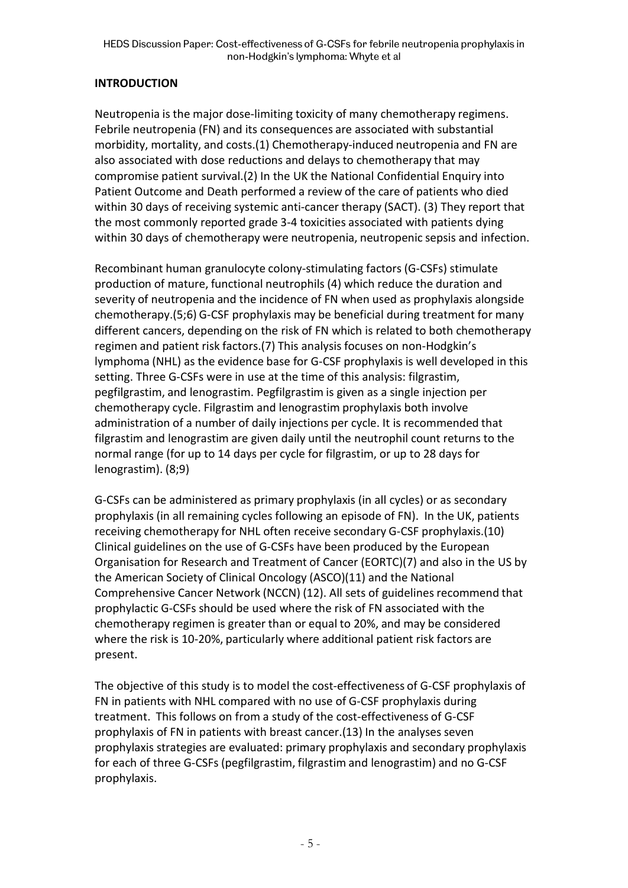## INTRODUCTION

Neutropenia is the major dose-limiting toxicity of many chemotherapy regimens. Febrile neutropenia (FN) and its consequences are associated with substantial morbidity, mortality, and costs.(1) Chemotherapy-induced neutropenia and FN are also associated with dose reductions and delays to chemotherapy that may compromise patient survival.(2) In the UK the National Confidential Enquiry into Patient Outcome and Death performed a review of the care of patients who died within 30 days of receiving systemic anti-cancer therapy (SACT). (3) They report that the most commonly reported grade 3-4 toxicities associated with patients dying within 30 days of chemotherapy were neutropenia, neutropenic sepsis and infection.

Recombinant human granulocyte colony-stimulating factors (G-CSFs) stimulate production of mature, functional neutrophils (4) which reduce the duration and severity of neutropenia and the incidence of FN when used as prophylaxis alongside chemotherapy.(5;6) G-CSF prophylaxis may be beneficial during treatment for many different cancers, depending on the risk of FN which is related to both chemotherapy regimen and patient risk factors.(7) This analysis focuses on non-Hodgkin's lymphoma (NHL) as the evidence base for G-CSF prophylaxis is well developed in this setting. Three G-CSFs were in use at the time of this analysis: filgrastim, pegfilgrastim, and lenograstim. Pegfilgrastim is given as a single injection per chemotherapy cycle. Filgrastim and lenograstim prophylaxis both involve administration of a number of daily injections per cycle. It is recommended that filgrastim and lenograstim are given daily until the neutrophil count returns to the normal range (for up to 14 days per cycle for filgrastim, or up to 28 days for lenograstim). (8;9)

G-CSFs can be administered as primary prophylaxis (in all cycles) or as secondary prophylaxis (in all remaining cycles following an episode of FN). In the UK, patients receiving chemotherapy for NHL often receive secondary G-CSF prophylaxis.(10) Clinical guidelines on the use of G-CSFs have been produced by the European Organisation for Research and Treatment of Cancer (EORTC)(7) and also in the US by the American Society of Clinical Oncology (ASCO)(11) and the National Comprehensive Cancer Network (NCCN) (12). All sets of guidelines recommend that prophylactic G-CSFs should be used where the risk of FN associated with the chemotherapy regimen is greater than or equal to 20%, and may be considered where the risk is 10-20%, particularly where additional patient risk factors are present.

The objective of this study is to model the cost-effectiveness of G-CSF prophylaxis of FN in patients with NHL compared with no use of G-CSF prophylaxis during treatment. This follows on from a study of the cost-effectiveness of G-CSF prophylaxis of FN in patients with breast cancer.(13) In the analyses seven prophylaxis strategies are evaluated: primary prophylaxis and secondary prophylaxis for each of three G-CSFs (pegfilgrastim, filgrastim and lenograstim) and no G-CSF prophylaxis.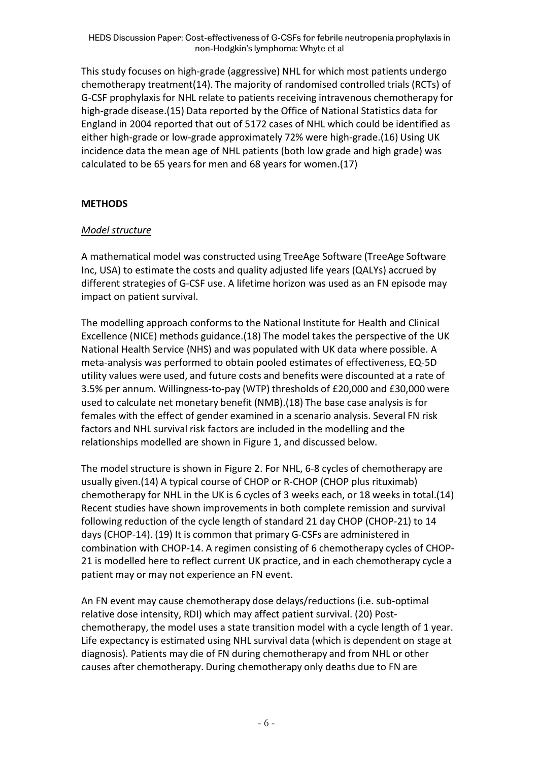This study focuses on high-grade (aggressive) NHL for which most patients undergo chemotherapy treatment(14). The majority of randomised controlled trials (RCTs) of G-CSF prophylaxis for NHL relate to patients receiving intravenous chemotherapy for high-grade disease.(15) Data reported by the Office of National Statistics data for England in 2004 reported that out of 5172 cases of NHL which could be identified as either high-grade or low-grade approximately 72% were high-grade.(16) Using UK incidence data the mean age of NHL patients (both low grade and high grade) was calculated to be 65 years for men and 68 years for women.(17)

## METHODS

### *Model structure*

A mathematical model was constructed using TreeAge Software (TreeAge Software Inc, USA) to estimate the costs and quality adjusted life years (QALYs) accrued by different strategies of G-CSF use. A lifetime horizon was used as an FN episode may impact on patient survival.

The modelling approach conforms to the National Institute for Health and Clinical Excellence (NICE) methods guidance.(18) The model takes the perspective of the UK National Health Service (NHS) and was populated with UK data where possible. A meta-analysis was performed to obtain pooled estimates of effectiveness, EQ-5D utility values were used, and future costs and benefits were discounted at a rate of 3.5% per annum. Willingness-to-pay (WTP) thresholds of £20,000 and £30,000 were used to calculate net monetary benefit (NMB).(18) The base case analysis is for females with the effect of gender examined in a scenario analysis. Several FN risk factors and NHL survival risk factors are included in the modelling and the relationships modelled are shown in Figure 1, and discussed below.

The model structure is shown in Figure 2. For NHL, 6-8 cycles of chemotherapy are usually given.(14) A typical course of CHOP or R-CHOP (CHOP plus rituximab) chemotherapy for NHL in the UK is 6 cycles of 3 weeks each, or 18 weeks in total.(14) Recent studies have shown improvements in both complete remission and survival following reduction of the cycle length of standard 21 day CHOP (CHOP-21) to 14 days (CHOP-14). (19) It is common that primary G-CSFs are administered in combination with CHOP-14. A regimen consisting of 6 chemotherapy cycles of CHOP-21 is modelled here to reflect current UK practice, and in each chemotherapy cycle a patient may or may not experience an FN event.

An FN event may cause chemotherapy dose delays/reductions (i.e. sub-optimal relative dose intensity, RDI) which may affect patient survival. (20) Post-chemotherapy, the model uses a state transition model with a cycle length of 1 year. Life expectancy is estimated using NHL survival data (which is dependent on stage at diagnosis). Patients may die of FN during chemotherapy and from NHL or other causes after chemotherapy. During chemotherapy only deaths due to FN are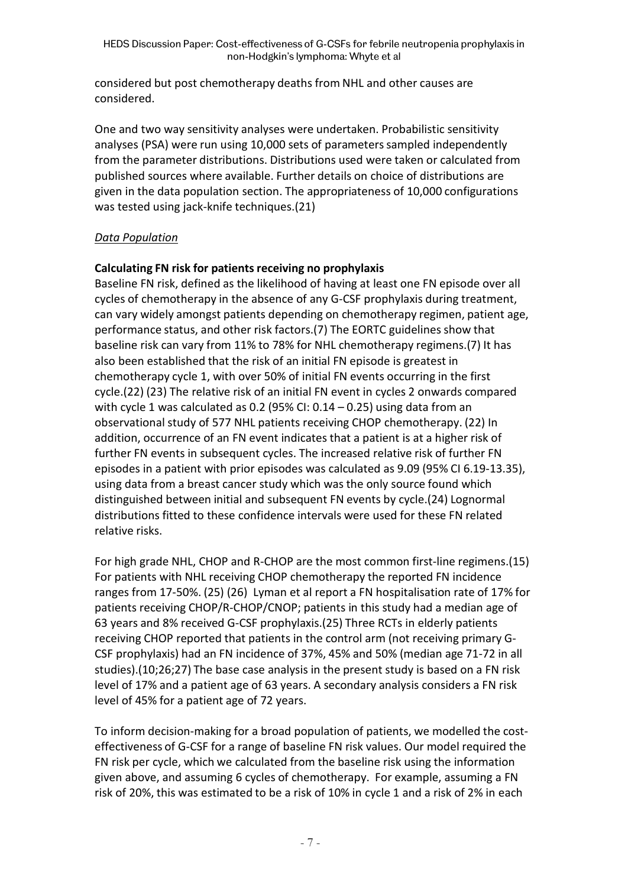considered but post chemotherapy deaths from NHL and other causes are considered.

One and two way sensitivity analyses were undertaken. Probabilistic sensitivity analyses (PSA) were run using 10,000 sets of parameters sampled independently from the parameter distributions. Distributions used were taken or calculated from published sources where available. Further details on choice of distributions are given in the data population section. The appropriateness of 10,000 configurations was tested using jack-knife techniques.(21)

*Data Population*

**Calculating FN risk for patients receiving no prophylaxis**

Baseline FN risk, defined as the likelihood of having at least one FN episode over all cycles of chemotherapy in the absence of any G-CSF prophylaxis during treatment, can vary widely amongst patients depending on chemotherapy regimen, patient age, performance status, and other risk factors.(7) The EORTC guidelines show that baseline risk can vary from 11% to 78% for NHL chemotherapy regimens.(7) It has also been established that the risk of an initial FN episode is greatest in chemotherapy cycle 1, with over 50% of initial FN events occurring in the first cycle.(22) (23) The relative risk of an initial FN event in cycles 2 onwards compared with cycle 1 was calculated as 0.2 (95% CI: 0.14 – 0.25) using data from an observational study of 577 NHL patients receiving CHOP chemotherapy. (22) In addition, occurrence of an FN event indicates that a patient is at a higher risk of further FN events in subsequent cycles. The increased relative risk of further FN episodes in a patient with prior episodes was calculated as 9.09 (95% CI 6.19-13.35), using data from a breast cancer study which was the only source found which distinguished between initial and subsequent FN events by cycle.(24) Lognormal distributions fitted to these confidence intervals were used for these FN related relative risks.

For high grade NHL, CHOP and R-CHOP are the most common first-line regimens.(15) For patients with NHL receiving CHOP chemotherapy the reported FN incidence ranges from 17-50%. (25) (26) Lyman et al report a FN hospitalisation rate of 17% for patients receiving CHOP/R-CHOP/CNOP; patients in this study had a median age of 63 years and 8% received G-CSF prophylaxis.(25) Three RCTs in elderly patients receiving CHOP reported that patients in the control arm (not receiving primary G-CSF prophylaxis) had an FN incidence of 37%, 45% and 50% (median age 71-72 in all studies).(10;26;27) The base case analysis in the present study is based on a FN risk level of 17% and a patient age of 63 years. A secondary analysis considers a FN risk level of 45% for a patient age of 72 years.

To inform decision-making for a broad population of patients, we modelled the cost-effectiveness of G-CSF for a range of baseline FN risk values. Our model required the FN risk per cycle, which we calculated from the baseline risk using the information given above, and assuming 6 cycles of chemotherapy. For example, assuming a FN risk of 20%, this was estimated to be a risk of 10% in cycle 1 and a risk of 2% in each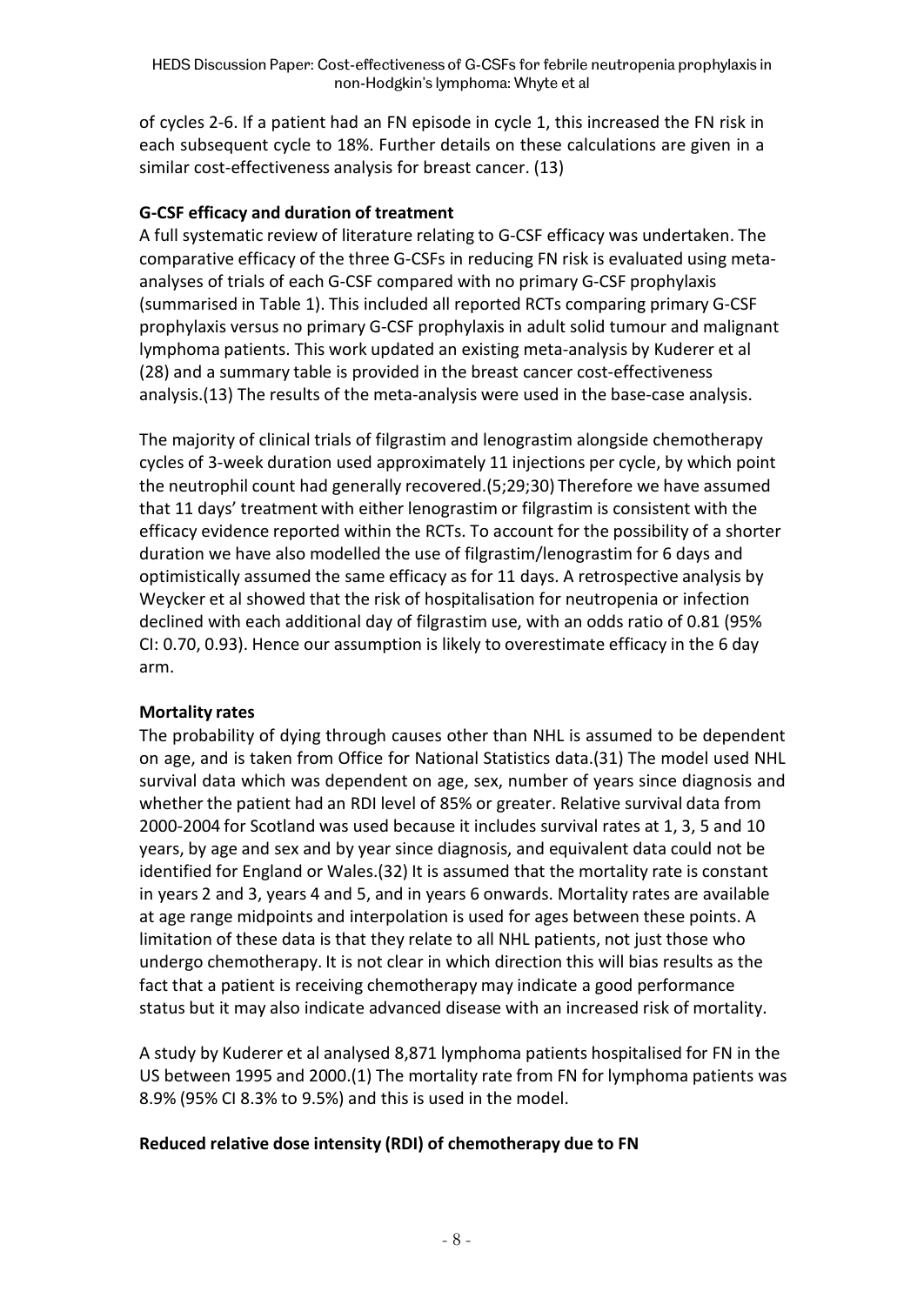of cycles 2-6. If a patient had an FN episode in cycle 1, this increased the FN risk in each subsequent cycle to 18%. Further details on these calculations are given in a similar cost-effectiveness analysis for breast cancer. (13)

**G-CSF efficacy and duration of treatment**

A full systematic review of literature relating to G-CSF efficacy was undertaken. The comparative efficacy of the three G-CSFs in reducing FN risk is evaluated using meta-analyses of trials of each G-CSF compared with no primary G-CSF prophylaxis (summarised in Table 1). This included all reported RCTs comparing primary G-CSF prophylaxis versus no primary G-CSF prophylaxis in adult solid tumour and malignant lymphoma patients. This work updated an existing meta-analysis by Kuderer et al (28) and a summary table is provided in the breast cancer cost-effectiveness analysis.(13) The results of the meta-analysis were used in the base-case analysis.

The majority of clinical trials of filgrastim and lenograstim alongside chemotherapy cycles of 3-week duration used approximately 11 injections per cycle, by which point the neutrophil count had generally recovered.(5;29;30) Therefore we have assumed that 11 days' treatment with either lenograstim or filgrastim is consistent with the efficacy evidence reported within the RCTs. To account for the possibility of a shorter duration we have also modelled the use of filgrastim/lenograstim for 6 days and optimistically assumed the same efficacy as for 11 days. A retrospective analysis by Weycker et al showed that the risk of hospitalisation for neutropenia or infection declined with each additional day of filgrastim use, with an odds ratio of 0.81 (95% CI: 0.70, 0.93). Hence our assumption is likely to overestimate efficacy in the 6 day arm.

**Mortality rates**

The probability of dying through causes other than NHL is assumed to be dependent on age, and is taken from Office for National Statistics data.(31) The model used NHL survival data which was dependent on age, sex, number of years since diagnosis and whether the patient had an RDI level of 85% or greater. Relative survival data from 2000-2004 for Scotland was used because it includes survival rates at 1, 3, 5 and 10 years, by age and sex and by year since diagnosis, and equivalent data could not be identified for England or Wales.(32) It is assumed that the mortality rate is constant in years 2 and 3, years 4 and 5, and in years 6 onwards. Mortality rates are available at age range midpoints and interpolation is used for ages between these points. A limitation of these data is that they relate to all NHL patients, not just those who undergo chemotherapy. It is not clear in which direction this will bias results as the fact that a patient is receiving chemotherapy may indicate a good performance status but it may also indicate advanced disease with an increased risk of mortality.

A study by Kuderer et al analysed 8,871 lymphoma patients hospitalised for FN in the US between 1995 and 2000.(1) The mortality rate from FN for lymphoma patients was 8.9% (95% CI 8.3% to 9.5%) and this is used in the model.

**Reduced relative dose intensity (RDI) of chemotherapy due to FN**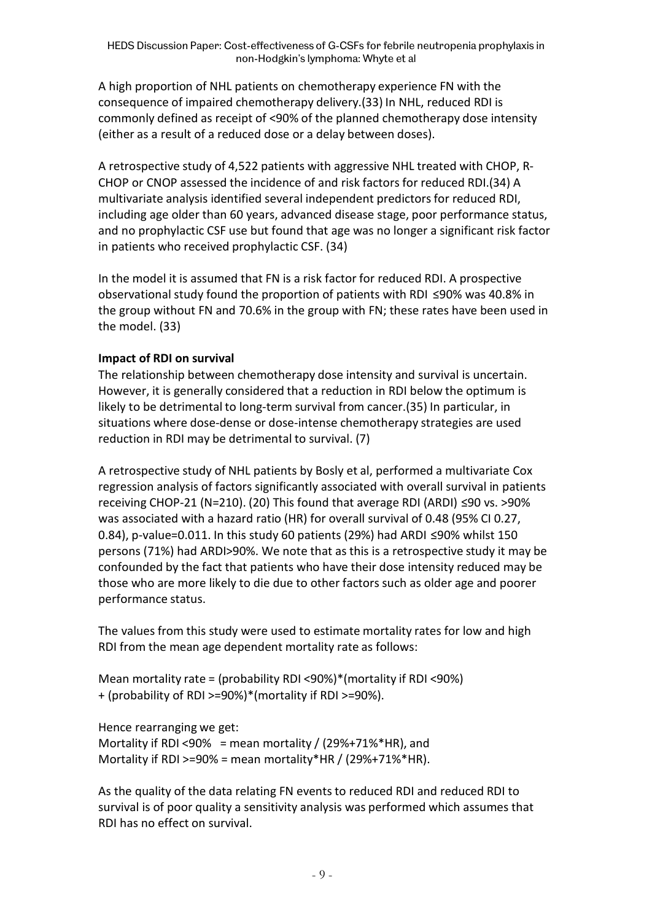A high proportion of NHL patients on chemotherapy experience FN with the consequence of impaired chemotherapy delivery.(33) In NHL, reduced RDI is commonly defined as receipt of <90% of the planned chemotherapy dose intensity (either as a result of a reduced dose or a delay between doses).

A retrospective study of 4,522 patients with aggressive NHL treated with CHOP, R-CHOP or CNOP assessed the incidence of and risk factors for reduced RDI.(34) A multivariate analysis identified several independent predictors for reduced RDI, including age older than 60 years, advanced disease stage, poor performance status, and no prophylactic CSF use but found that age was no longer a significant risk factor in patients who received prophylactic CSF. (34)

In the model it is assumed that FN is a risk factor for reduced RDI. A prospective observational study found the proportion of patients with RDI ≤90% was 40.8% in the group without FN and 70.6% in the group with FN; these rates have been used in the model. (33)

**Impact of RDI on survival**

The relationship between chemotherapy dose intensity and survival is uncertain. However, it is generally considered that a reduction in RDI below the optimum is likely to be detrimental to long-term survival from cancer.(35) In particular, in situations where dose-dense or dose-intense chemotherapy strategies are used reduction in RDI may be detrimental to survival. (7)

A retrospective study of NHL patients by Bosly et al, performed a multivariate Cox regression analysis of factors significantly associated with overall survival in patients receiving CHOP-21 (N=210). (20) This found that average RDI (ARDI) ≤90 vs. >90% was associated with a hazard ratio (HR) for overall survival of 0.48 (95% CI 0.27, 0.84), p-value=0.011. In this study 60 patients (29%) had ARDI ≤90% whilst 150 persons (71%) had ARDI>90%. We note that as this is a retrospective study it may be confounded by the fact that patients who have their dose intensity reduced may be those who are more likely to die due to other factors such as older age and poorer performance status.

The values from this study were used to estimate mortality rates for low and high RDI from the mean age dependent mortality rate as follows:

Mean mortality rate = (probability RDI <90%)*(mortality if RDI <90%) + (probability of RDI >=90%)*(mortality if RDI >=90%).

Hence rearranging we get:
Mortality if RDI <90% = mean mortality / (29%+71%*HR), and
Mortality if RDI >=90% = mean mortality*HR / (29%+71%*HR).

As the quality of the data relating FN events to reduced RDI and reduced RDI to survival is of poor quality a sensitivity analysis was performed which assumes that RDI has no effect on survival.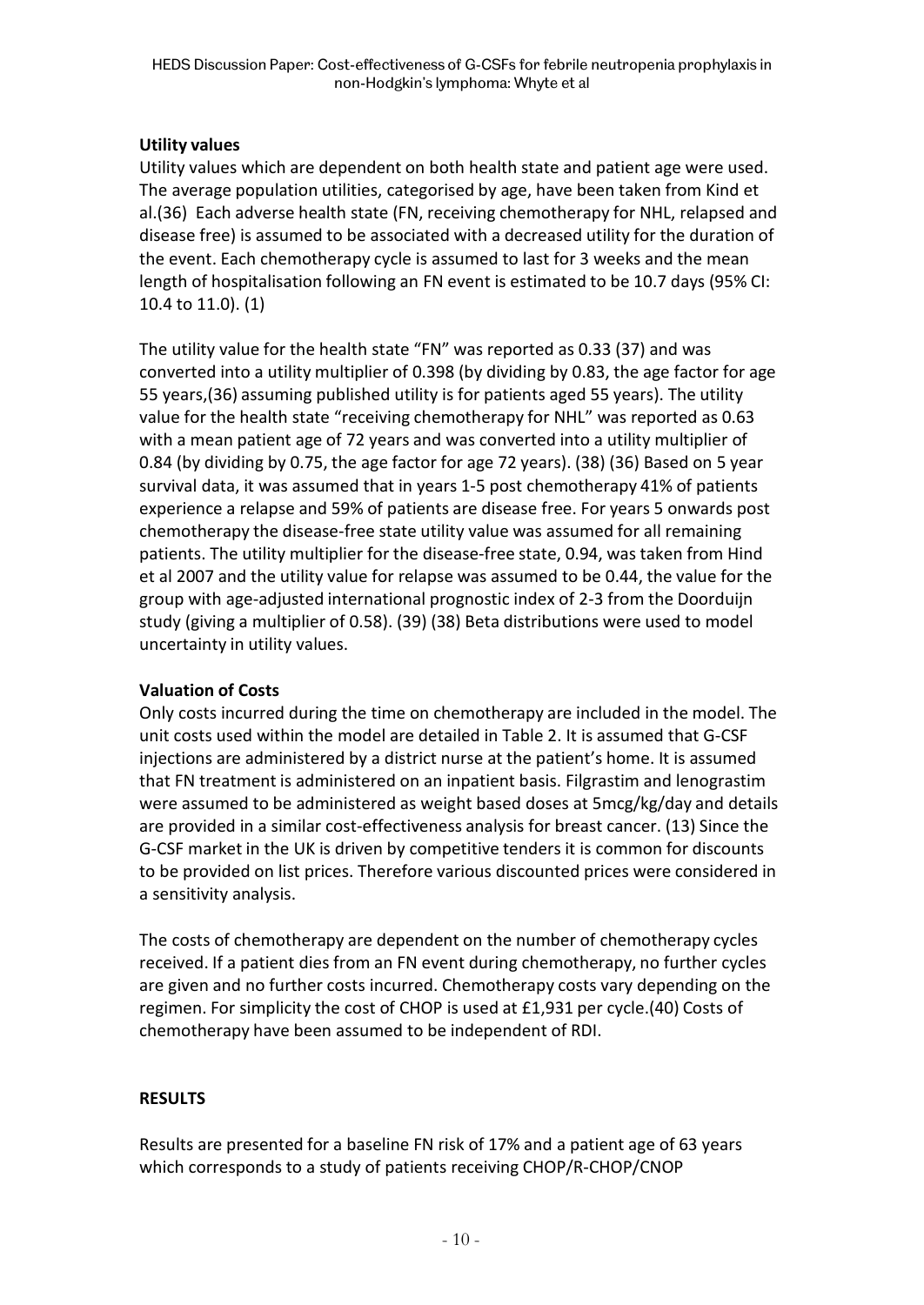**Utility values**

Utility values which are dependent on both health state and patient age were used. The average population utilities, categorised by age, have been taken from Kind et al.(36) Each adverse health state (FN, receiving chemotherapy for NHL, relapsed and disease free) is assumed to be associated with a decreased utility for the duration of the event. Each chemotherapy cycle is assumed to last for 3 weeks and the mean length of hospitalisation following an FN event is estimated to be 10.7 days (95% CI: 10.4 to 11.0). (1)

The utility value for the health state "FN" was reported as 0.33 (37) and was converted into a utility multiplier of 0.398 (by dividing by 0.83, the age factor for age 55 years,(36) assuming published utility is for patients aged 55 years). The utility value for the health state "receiving chemotherapy for NHL" was reported as 0.63 with a mean patient age of 72 years and was converted into a utility multiplier of 0.84 (by dividing by 0.75, the age factor for age 72 years). (38) (36) Based on 5 year survival data, it was assumed that in years 1-5 post chemotherapy 41% of patients experience a relapse and 59% of patients are disease free. For years 5 onwards post chemotherapy the disease-free state utility value was assumed for all remaining patients. The utility multiplier for the disease-free state, 0.94, was taken from Hind et al 2007 and the utility value for relapse was assumed to be 0.44, the value for the group with age-adjusted international prognostic index of 2-3 from the Doorduijn study (giving a multiplier of 0.58). (39) (38) Beta distributions were used to model uncertainty in utility values.

**Valuation of Costs**

Only costs incurred during the time on chemotherapy are included in the model. The unit costs used within the model are detailed in Table 2. It is assumed that G-CSF injections are administered by a district nurse at the patient's home. It is assumed that FN treatment is administered on an inpatient basis. Filgrastim and lenograstim were assumed to be administered as weight based doses at 5mcg/kg/day and details are provided in a similar cost-effectiveness analysis for breast cancer. (13) Since the G-CSF market in the UK is driven by competitive tenders it is common for discounts to be provided on list prices. Therefore various discounted prices were considered in a sensitivity analysis.

The costs of chemotherapy are dependent on the number of chemotherapy cycles received. If a patient dies from an FN event during chemotherapy, no further cycles are given and no further costs incurred. Chemotherapy costs vary depending on the regimen. For simplicity the cost of CHOP is used at £1,931 per cycle.(40) Costs of chemotherapy have been assumed to be independent of RDI.

## RESULTS

Results are presented for a baseline FN risk of 17% and a patient age of 63 years which corresponds to a study of patients receiving CHOP/R-CHOP/CNOP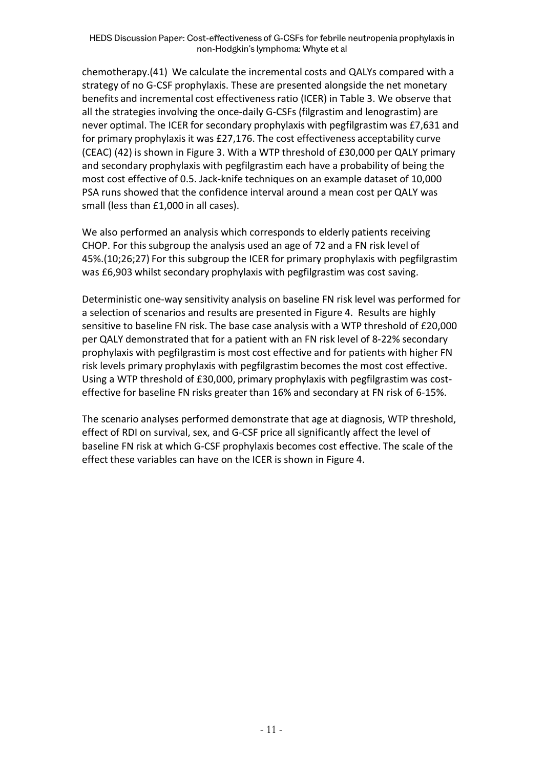chemotherapy.(41) We calculate the incremental costs and QALYs compared with a strategy of no G-CSF prophylaxis. These are presented alongside the net monetary benefits and incremental cost effectiveness ratio (ICER) in Table 3. We observe that all the strategies involving the once-daily G-CSFs (filgrastim and lenograstim) are never optimal. The ICER for secondary prophylaxis with pegfilgrastim was £7,631 and for primary prophylaxis it was £27,176. The cost effectiveness acceptability curve (CEAC) (42) is shown in Figure 3. With a WTP threshold of £30,000 per QALY primary and secondary prophylaxis with pegfilgrastim each have a probability of being the most cost effective of 0.5. Jack-knife techniques on an example dataset of 10,000 PSA runs showed that the confidence interval around a mean cost per QALY was small (less than £1,000 in all cases).

We also performed an analysis which corresponds to elderly patients receiving CHOP. For this subgroup the analysis used an age of 72 and a FN risk level of 45%.(10;26;27) For this subgroup the ICER for primary prophylaxis with pegfilgrastim was £6,903 whilst secondary prophylaxis with pegfilgrastim was cost saving.

Deterministic one-way sensitivity analysis on baseline FN risk level was performed for a selection of scenarios and results are presented in Figure 4. Results are highly sensitive to baseline FN risk. The base case analysis with a WTP threshold of £20,000 per QALY demonstrated that for a patient with an FN risk level of 8-22% secondary prophylaxis with pegfilgrastim is most cost effective and for patients with higher FN risk levels primary prophylaxis with pegfilgrastim becomes the most cost effective. Using a WTP threshold of £30,000, primary prophylaxis with pegfilgrastim was cost-effective for baseline FN risks greater than 16% and secondary at FN risk of 6-15%.

The scenario analyses performed demonstrate that age at diagnosis, WTP threshold, effect of RDI on survival, sex, and G-CSF price all significantly affect the level of baseline FN risk at which G-CSF prophylaxis becomes cost effective. The scale of the effect these variables can have on the ICER is shown in Figure 4.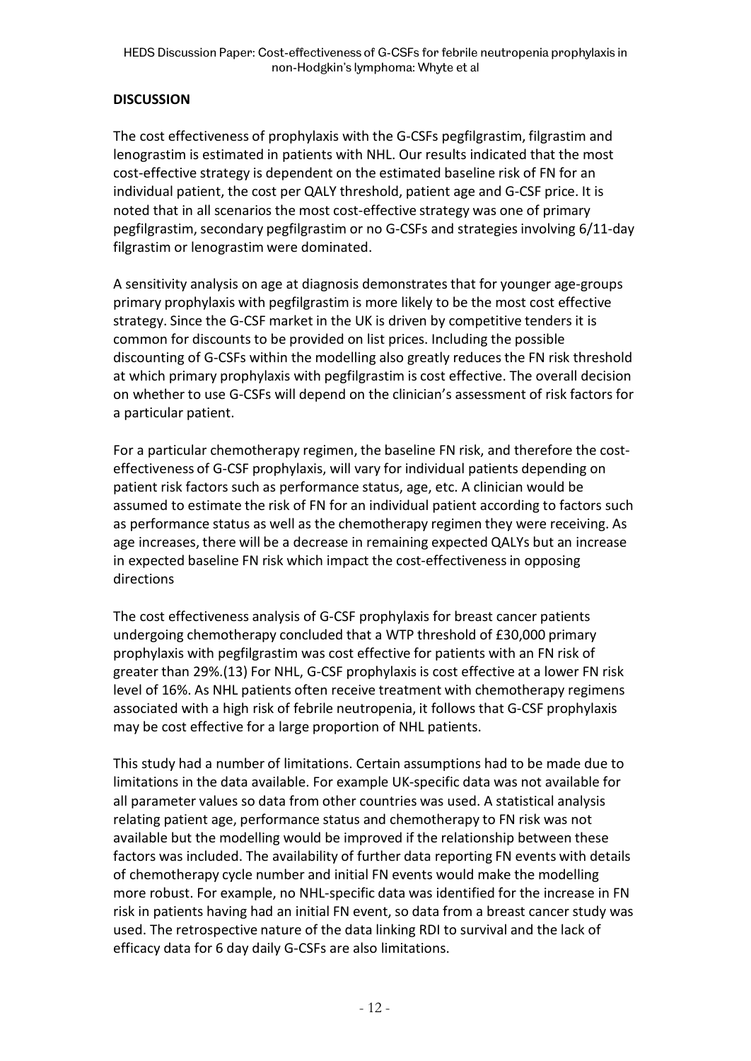## DISCUSSION

The cost effectiveness of prophylaxis with the G-CSFs pegfilgrastim, filgrastim and lenograstim is estimated in patients with NHL. Our results indicated that the most cost-effective strategy is dependent on the estimated baseline risk of FN for an individual patient, the cost per QALY threshold, patient age and G-CSF price. It is noted that in all scenarios the most cost-effective strategy was one of primary pegfilgrastim, secondary pegfilgrastim or no G-CSFs and strategies involving 6/11-day filgrastim or lenograstim were dominated.

A sensitivity analysis on age at diagnosis demonstrates that for younger age-groups primary prophylaxis with pegfilgrastim is more likely to be the most cost effective strategy. Since the G-CSF market in the UK is driven by competitive tenders it is common for discounts to be provided on list prices. Including the possible discounting of G-CSFs within the modelling also greatly reduces the FN risk threshold at which primary prophylaxis with pegfilgrastim is cost effective. The overall decision on whether to use G-CSFs will depend on the clinician's assessment of risk factors for a particular patient.

For a particular chemotherapy regimen, the baseline FN risk, and therefore the cost-effectiveness of G-CSF prophylaxis, will vary for individual patients depending on patient risk factors such as performance status, age, etc. A clinician would be assumed to estimate the risk of FN for an individual patient according to factors such as performance status as well as the chemotherapy regimen they were receiving. As age increases, there will be a decrease in remaining expected QALYs but an increase in expected baseline FN risk which impact the cost-effectiveness in opposing directions

The cost effectiveness analysis of G-CSF prophylaxis for breast cancer patients undergoing chemotherapy concluded that a WTP threshold of £30,000 primary prophylaxis with pegfilgrastim was cost effective for patients with an FN risk of greater than 29%.(13) For NHL, G-CSF prophylaxis is cost effective at a lower FN risk level of 16%. As NHL patients often receive treatment with chemotherapy regimens associated with a high risk of febrile neutropenia, it follows that G-CSF prophylaxis may be cost effective for a large proportion of NHL patients.

This study had a number of limitations. Certain assumptions had to be made due to limitations in the data available. For example UK-specific data was not available for all parameter values so data from other countries was used. A statistical analysis relating patient age, performance status and chemotherapy to FN risk was not available but the modelling would be improved if the relationship between these factors was included. The availability of further data reporting FN events with details of chemotherapy cycle number and initial FN events would make the modelling more robust. For example, no NHL-specific data was identified for the increase in FN risk in patients having had an initial FN event, so data from a breast cancer study was used. The retrospective nature of the data linking RDI to survival and the lack of efficacy data for 6 day daily G-CSFs are also limitations.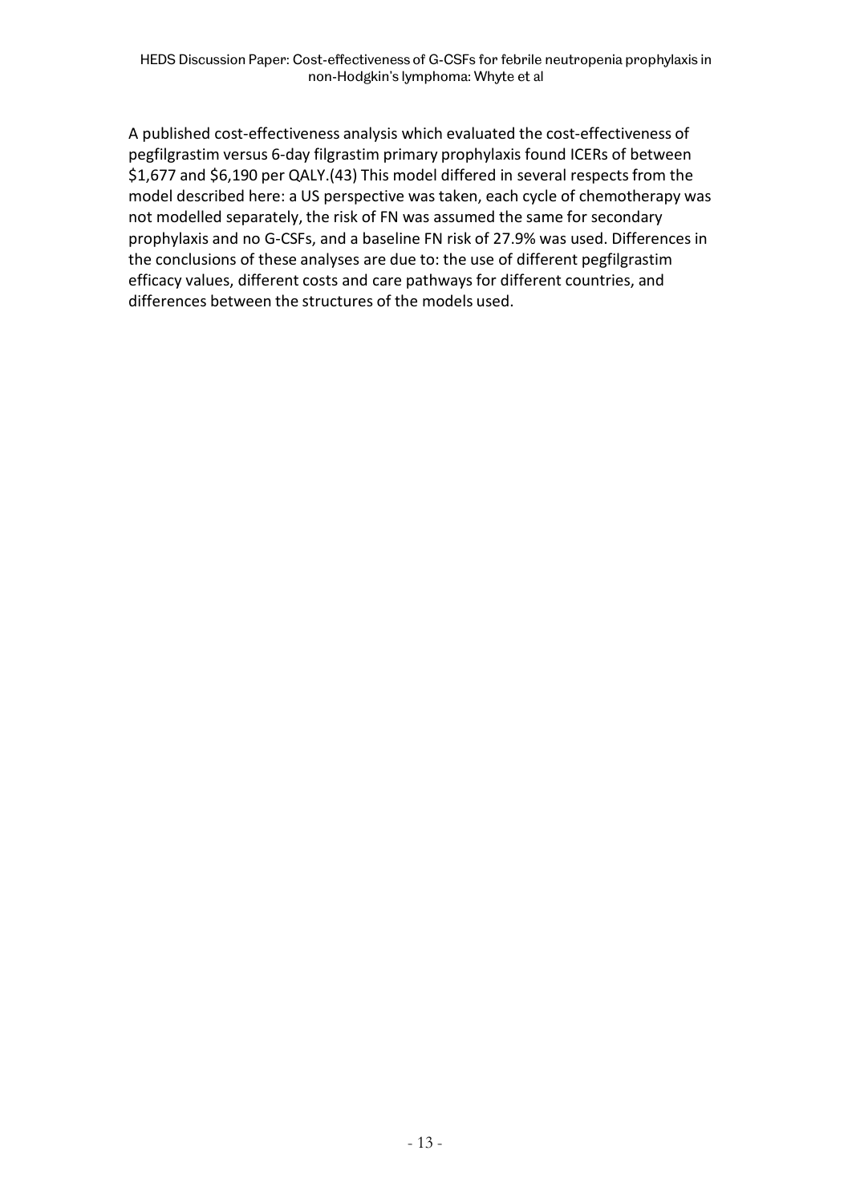A published cost-effectiveness analysis which evaluated the cost-effectiveness of pegfilgrastim versus 6-day filgrastim primary prophylaxis found ICERs of between $1,677 and $6,190 per QALY.(43) This model differed in several respects from the model described here: a US perspective was taken, each cycle of chemotherapy was not modelled separately, the risk of FN was assumed the same for secondary prophylaxis and no G-CSFs, and a baseline FN risk of 27.9% was used. Differences in the conclusions of these analyses are due to: the use of different pegfilgrastim efficacy values, different costs and care pathways for different countries, and differences between the structures of the models used.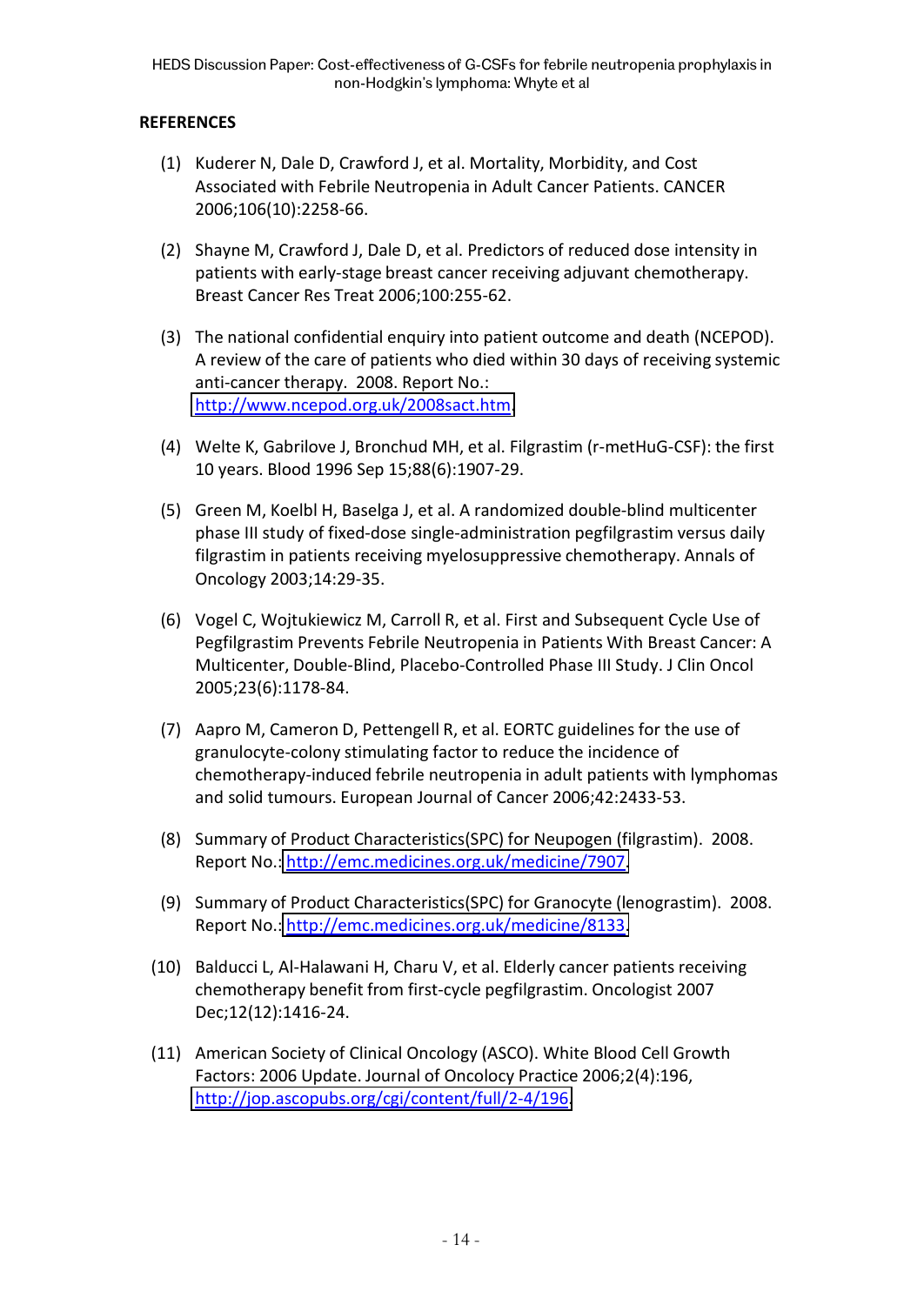## REFERENCES

(1) Kuderer N, Dale D, Crawford J, et al. Mortality, Morbidity, and Cost Associated with Febrile Neutropenia in Adult Cancer Patients. CANCER 2006;106(10):2258-66.

(2) Shayne M, Crawford J, Dale D, et al. Predictors of reduced dose intensity in patients with early-stage breast cancer receiving adjuvant chemotherapy. Breast Cancer Res Treat 2006;100:255-62.

(3) The national confidential enquiry into patient outcome and death (NCEPOD). A review of the care of patients who died within 30 days of receiving systemic anti-cancer therapy. 2008. Report No.: http://www.ncepod.org.uk/2008sact.htm.

(4) Welte K, Gabrilove J, Bronchud MH, et al. Filgrastim (r-metHuG-CSF): the first 10 years. Blood 1996 Sep 15;88(6):1907-29.

(5) Green M, Koelbl H, Baselga J, et al. A randomized double-blind multicenter phase III study of fixed-dose single-administration pegfilgrastim versus daily filgrastim in patients receiving myelosuppressive chemotherapy. Annals of Oncology 2003;14:29-35.

(6) Vogel C, Wojtukiewicz M, Carroll R, et al. First and Subsequent Cycle Use of Pegfilgrastim Prevents Febrile Neutropenia in Patients With Breast Cancer: A Multicenter, Double-Blind, Placebo-Controlled Phase III Study. J Clin Oncol 2005;23(6):1178-84.

(7) Aapro M, Cameron D, Pettengell R, et al. EORTC guidelines for the use of granulocyte-colony stimulating factor to reduce the incidence of chemotherapy-induced febrile neutropenia in adult patients with lymphomas and solid tumours. European Journal of Cancer 2006;42:2433-53.

(8) Summary of Product Characteristics(SPC) for Neupogen (filgrastim). 2008. Report No.: http://emc.medicines.org.uk/medicine/7907.

(9) Summary of Product Characteristics(SPC) for Granocyte (lenograstim). 2008. Report No.: http://emc.medicines.org.uk/medicine/8133.

(10) Balducci L, Al-Halawani H, Charu V, et al. Elderly cancer patients receiving chemotherapy benefit from first-cycle pegfilgrastim. Oncologist 2007 Dec;12(12):1416-24.

(11) American Society of Clinical Oncology (ASCO). White Blood Cell Growth Factors: 2006 Update. Journal of Oncology Practice 2006;2(4):196, http://jop.ascopubs.org/cgi/content/full/2-4/196.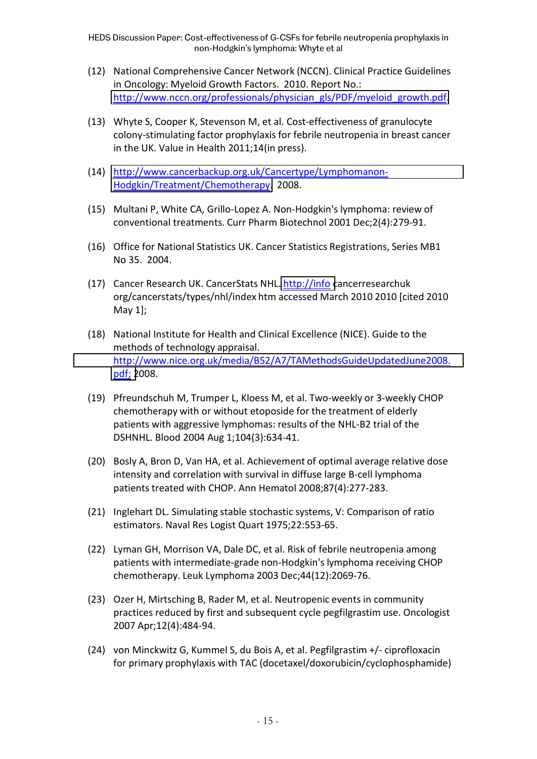(12) National Comprehensive Cancer Network (NCCN). Clinical Practice Guidelines in Oncology: Myeloid Growth Factors. 2010. Report No.: http://www.nccn.org/professionals/physician_gls/PDF/myeloid_growth.pdf.

(13) Whyte S, Cooper K, Stevenson M, et al. Cost-effectiveness of granulocyte colony-stimulating factor prophylaxis for febrile neutropenia in breast cancer in the UK. Value in Health 2011;14(in press).

(14) http://www.cancerbackup.org.uk/Cancertype/Lymphomanon-Hodgkin/Treatment/Chemotherapy. 2008.

(15) Multani P, White CA, Grillo-Lopez A. Non-Hodgkin's lymphoma: review of conventional treatments. Curr Pharm Biotechnol 2001 Dec;2(4):279-91.

(16) Office for National Statistics UK. Cancer Statistics Registrations, Series MB1 No 35. 2004.

(17) Cancer Research UK. CancerStats NHL. http://info cancerresearchuk org/cancerstats/types/nhl/index htm accessed March 2010 2010 [cited 2010 May 1];

(18) National Institute for Health and Clinical Excellence (NICE). Guide to the methods of technology appraisal. http://www.nice.org.uk/media/B52/A7/TAMethodsGuideUpdatedJune2008.pdf; 2008.

(19) Pfreundschuh M, Trumper L, Kloess M, et al. Two-weekly or 3-weekly CHOP chemotherapy with or without etoposide for the treatment of elderly patients with aggressive lymphomas: results of the NHL-B2 trial of the DSHNHL. Blood 2004 Aug 1;104(3):634-41.

(20) Bosly A, Bron D, Van HA, et al. Achievement of optimal average relative dose intensity and correlation with survival in diffuse large B-cell lymphoma patients treated with CHOP. Ann Hematol 2008;87(4):277-283.

(21) Inglehart DL. Simulating stable stochastic systems, V: Comparison of ratio estimators. Naval Res Logist Quart 1975;22:553-65.

(22) Lyman GH, Morrison VA, Dale DC, et al. Risk of febrile neutropenia among patients with intermediate-grade non-Hodgkin's lymphoma receiving CHOP chemotherapy. Leuk Lymphoma 2003 Dec;44(12):2069-76.

(23) Ozer H, Mirtsching B, Rader M, et al. Neutropenic events in community practices reduced by first and subsequent cycle pegfilgrastim use. Oncologist 2007 Apr;12(4):484-94.

(24) von Minckwitz G, Kummel S, du Bois A, et al. Pegfilgrastim +/- ciprofloxacin for primary prophylaxis with TAC (docetaxel/doxorubicin/cyclophosphamide)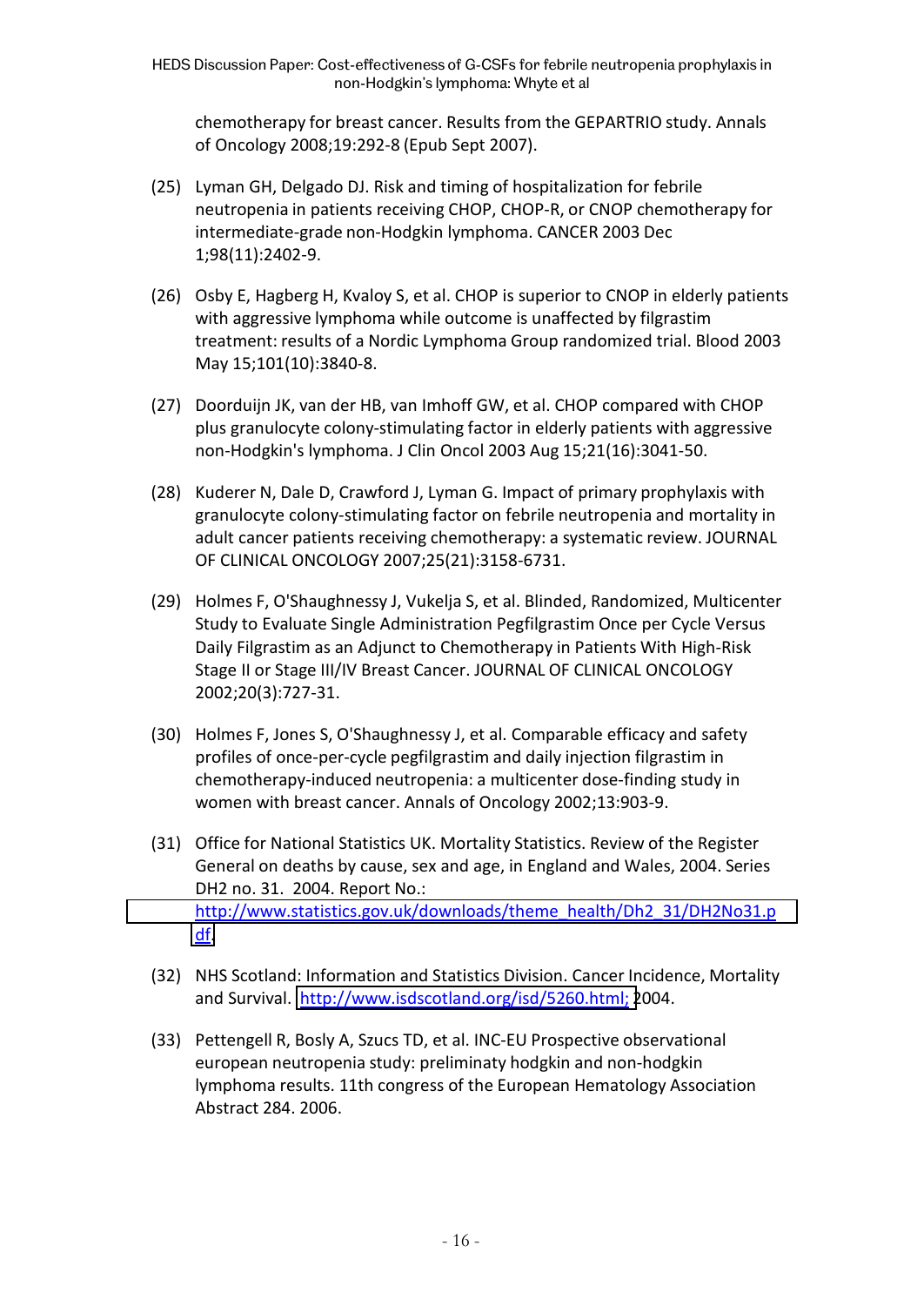chemotherapy for breast cancer. Results from the GEPARTRIO study. Annals of Oncology 2008;19:292-8 (Epub Sept 2007).

(25) Lyman GH, Delgado DJ. Risk and timing of hospitalization for febrile neutropenia in patients receiving CHOP, CHOP-R, or CNOP chemotherapy for intermediate-grade non-Hodgkin lymphoma. CANCER 2003 Dec 1;98(11):2402-9.

(26) Osby E, Hagberg H, Kvaloy S, et al. CHOP is superior to CNOP in elderly patients with aggressive lymphoma while outcome is unaffected by filgrastim treatment: results of a Nordic Lymphoma Group randomized trial. Blood 2003 May 15;101(10):3840-8.

(27) Doorduijn JK, van der HB, van Imhoff GW, et al. CHOP compared with CHOP plus granulocyte colony-stimulating factor in elderly patients with aggressive non-Hodgkin's lymphoma. J Clin Oncol 2003 Aug 15;21(16):3041-50.

(28) Kuderer N, Dale D, Crawford J, Lyman G. Impact of primary prophylaxis with granulocyte colony-stimulating factor on febrile neutropenia and mortality in adult cancer patients receiving chemotherapy: a systematic review. JOURNAL OF CLINICAL ONCOLOGY 2007;25(21):3158-6731.

(29) Holmes F, O'Shaughnessy J, Vukelja S, et al. Blinded, Randomized, Multicenter Study to Evaluate Single Administration Pegfilgrastim Once per Cycle Versus Daily Filgrastim as an Adjunct to Chemotherapy in Patients With High-Risk Stage II or Stage III/IV Breast Cancer. JOURNAL OF CLINICAL ONCOLOGY 2002;20(3):727-31.

(30) Holmes F, Jones S, O'Shaughnessy J, et al. Comparable efficacy and safety profiles of once-per-cycle pegfilgrastim and daily injection filgrastim in chemotherapy-induced neutropenia: a multicenter dose-finding study in women with breast cancer. Annals of Oncology 2002;13:903-9.

(31) Office for National Statistics UK. Mortality Statistics. Review of the Register General on deaths by cause, sex and age, in England and Wales, 2004. Series DH2 no. 31. 2004. Report No.: http://www.statistics.gov.uk/downloads/theme_health/Dh2_31/DH2No31.pdf

(32) NHS Scotland: Information and Statistics Division. Cancer Incidence, Mortality and Survival. http://www.isdscotland.org/isd/5260.html; 2004.

(33) Pettengell R, Bosly A, Szucs TD, et al. INC-EU Prospective observational european neutropenia study: preliminaty hodgkin and non-hodgkin lymphoma results. 11th congress of the European Hematology Association Abstract 284. 2006.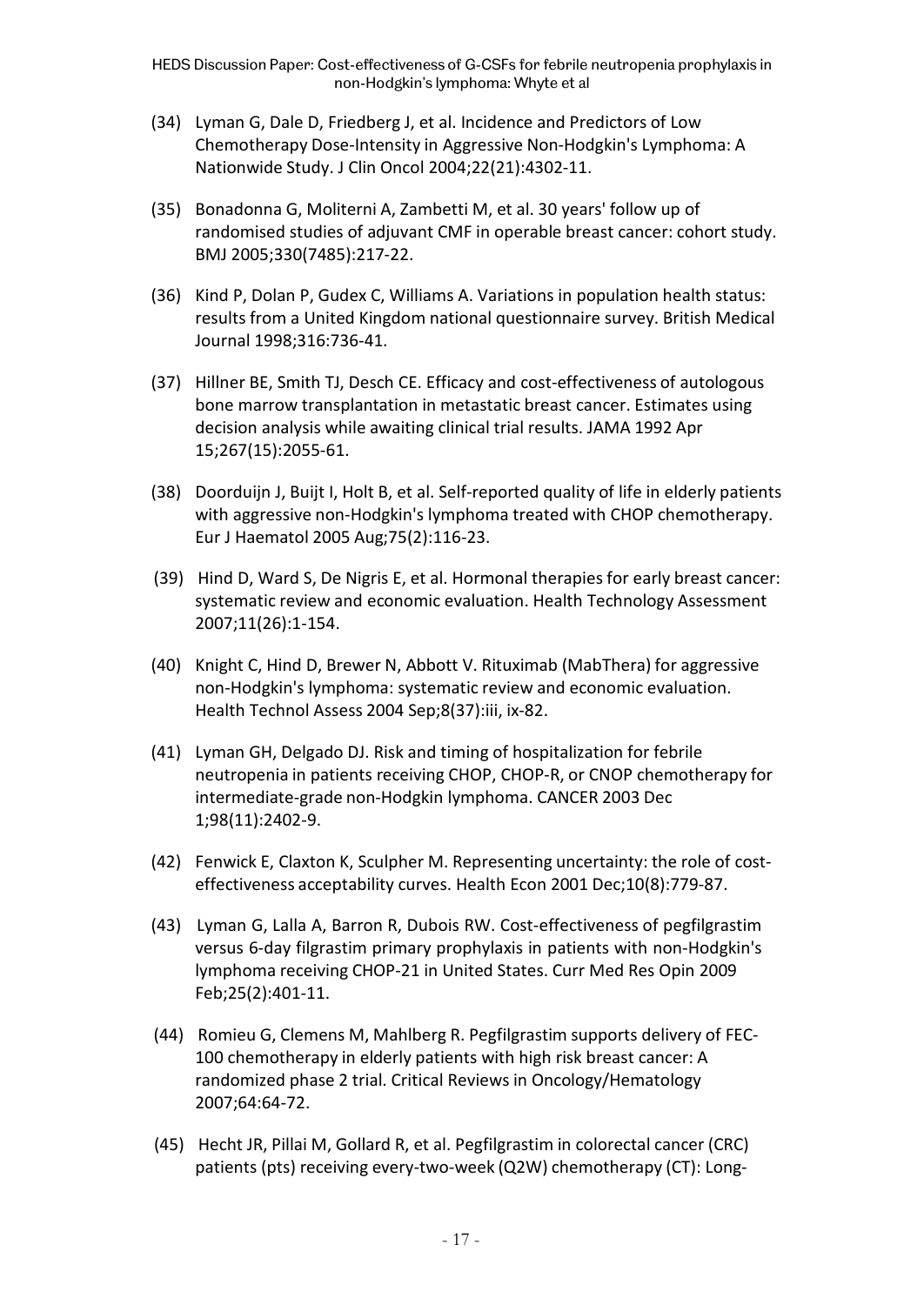(34) Lyman G, Dale D, Friedberg J, et al. Incidence and Predictors of Low Chemotherapy Dose-Intensity in Aggressive Non-Hodgkin's Lymphoma: A Nationwide Study. J Clin Oncol 2004;22(21):4302-11.

(35) Bonadonna G, Moliterni A, Zambetti M, et al. 30 years' follow up of randomised studies of adjuvant CMF in operable breast cancer: cohort study. BMJ 2005;330(7485):217-22.

(36) Kind P, Dolan P, Gudex C, Williams A. Variations in population health status: results from a United Kingdom national questionnaire survey. British Medical Journal 1998;316:736-41.

(37) Hillner BE, Smith TJ, Desch CE. Efficacy and cost-effectiveness of autologous bone marrow transplantation in metastatic breast cancer. Estimates using decision analysis while awaiting clinical trial results. JAMA 1992 Apr 15;267(15):2055-61.

(38) Doorduijn J, Buijt I, Holt B, et al. Self-reported quality of life in elderly patients with aggressive non-Hodgkin's lymphoma treated with CHOP chemotherapy. Eur J Haematol 2005 Aug;75(2):116-23.

(39) Hind D, Ward S, De Nigris E, et al. Hormonal therapies for early breast cancer: systematic review and economic evaluation. Health Technology Assessment 2007;11(26):1-154.

(40) Knight C, Hind D, Brewer N, Abbott V. Rituximab (MabThera) for aggressive non-Hodgkin's lymphoma: systematic review and economic evaluation. Health Technol Assess 2004 Sep;8(37):iii, ix-82.

(41) Lyman GH, Delgado DJ. Risk and timing of hospitalization for febrile neutropenia in patients receiving CHOP, CHOP-R, or CNOP chemotherapy for intermediate-grade non-Hodgkin lymphoma. CANCER 2003 Dec 1;98(11):2402-9.

(42) Fenwick E, Claxton K, Sculpher M. Representing uncertainty: the role of cost-effectiveness acceptability curves. Health Econ 2001 Dec;10(8):779-87.

(43) Lyman G, Lalla A, Barron R, Dubois RW. Cost-effectiveness of pegfilgrastim versus 6-day filgrastim primary prophylaxis in patients with non-Hodgkin's lymphoma receiving CHOP-21 in United States. Curr Med Res Opin 2009 Feb;25(2):401-11.

(44) Romieu G, Clemens M, Mahlberg R. Pegfilgrastim supports delivery of FEC-100 chemotherapy in elderly patients with high risk breast cancer: A randomized phase 2 trial. Critical Reviews in Oncology/Hematology 2007;64:64-72.

(45) Hecht JR, Pillai M, Gollard R, et al. Pegfilgrastim in colorectal cancer (CRC) patients (pts) receiving every-two-week (Q2W) chemotherapy (CT): Long-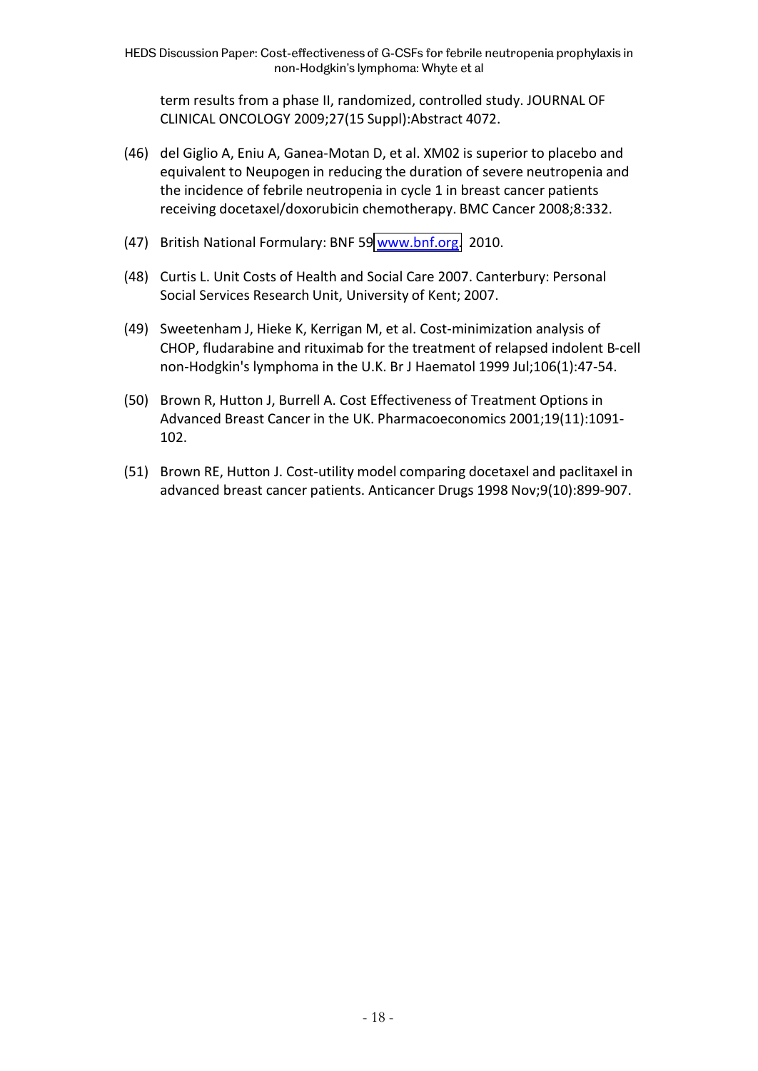term results from a phase II, randomized, controlled study. JOURNAL OF CLINICAL ONCOLOGY 2009;27(15 Suppl):Abstract 4072.

(46) del Giglio A, Eniu A, Ganea-Motan D, et al. XM02 is superior to placebo and equivalent to Neupogen in reducing the duration of severe neutropenia and the incidence of febrile neutropenia in cycle 1 in breast cancer patients receiving docetaxel/doxorubicin chemotherapy. BMC Cancer 2008;8:332.

(47) British National Formulary: BNF 59 www.bnf.org. 2010.

(48) Curtis L. Unit Costs of Health and Social Care 2007. Canterbury: Personal Social Services Research Unit, University of Kent; 2007.

(49) Sweetenham J, Hieke K, Kerrigan M, et al. Cost-minimization analysis of CHOP, fludarabine and rituximab for the treatment of relapsed indolent B-cell non-Hodgkin's lymphoma in the U.K. Br J Haematol 1999 Jul;106(1):47-54.

(50) Brown R, Hutton J, Burrell A. Cost Effectiveness of Treatment Options in Advanced Breast Cancer in the UK. Pharmacoeconomics 2001;19(11):1091-102.

(51) Brown RE, Hutton J. Cost-utility model comparing docetaxel and paclitaxel in advanced breast cancer patients. Anticancer Drugs 1998 Nov;9(10):899-907.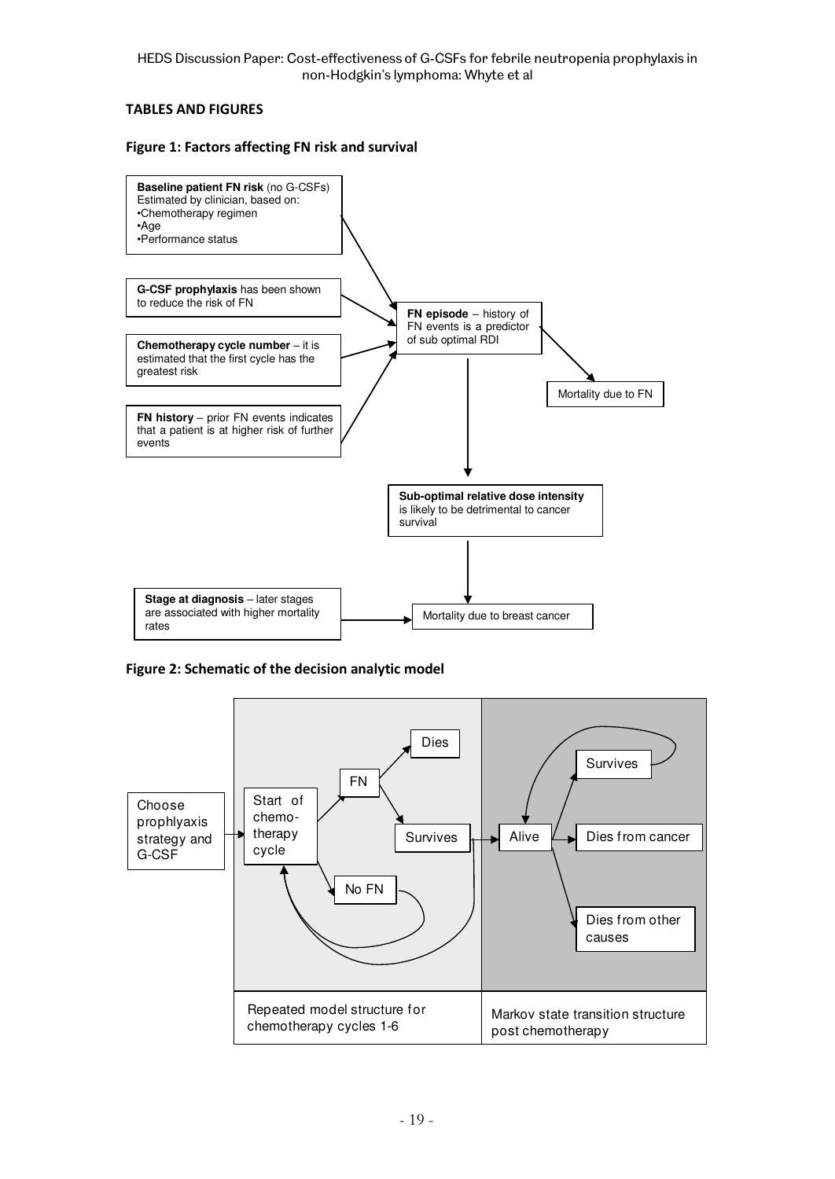## TABLES AND FIGURES

### Figure 1: Factors affecting FN risk and survival

**Baseline patient FN risk** (no G-CSFs)
Estimated by clinician, based on:
- Chemotherapy regimen
- Age
- Performance status

**G-CSF prophylaxis** has been shown to reduce the risk of FN

**Chemotherapy cycle number** – it is estimated that the first cycle has the greatest risk

**FN history** – prior FN events indicates that a patient is at higher risk of further events

**FN episode** – history of FN events is a predictor of sub optimal RDI

Mortality due to FN

**Sub-optimal relative dose intensity** is likely to be detrimental to cancer survival

**Stage at diagnosis** – later stages are associated with higher mortality rates

Mortality due to breast cancer

### Figure 2: Schematic of the decision analytic model

Choose prophlyaxis strategy and G-CSF

Start of chemo-therapy cycle

FN

Dies

Survives

No FN

Alive

Survives

Dies from cancer

Dies from other causes

| Repeated model structure for chemotherapy cycles 1-6 | Markov state transition structure post chemotherapy |
|---|---|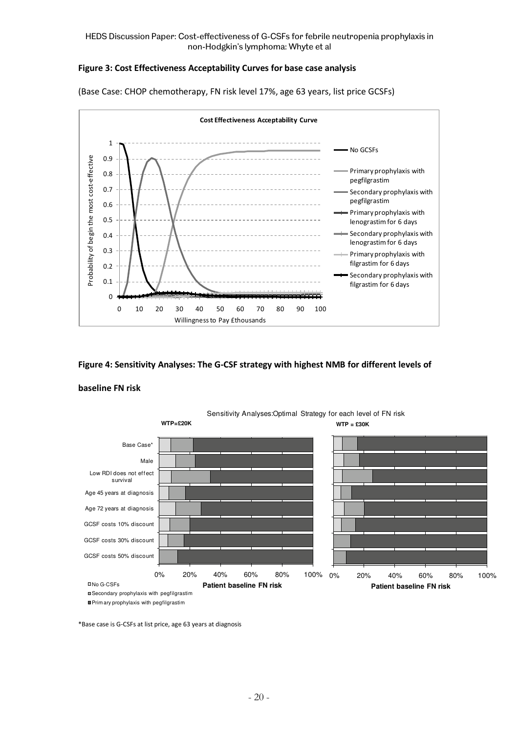**Figure 3: Cost Effectiveness Acceptability Curves for base case analysis**

(Base Case: CHOP chemotherapy, FN risk level 17%, age 63 years, list price GCSFs)

**Figure 4: Sensitivity Analyses: The G-CSF strategy with highest NMB for different levels of baseline FN risk**

\*Base case is G-CSFs at list price, age 63 years at diagnosis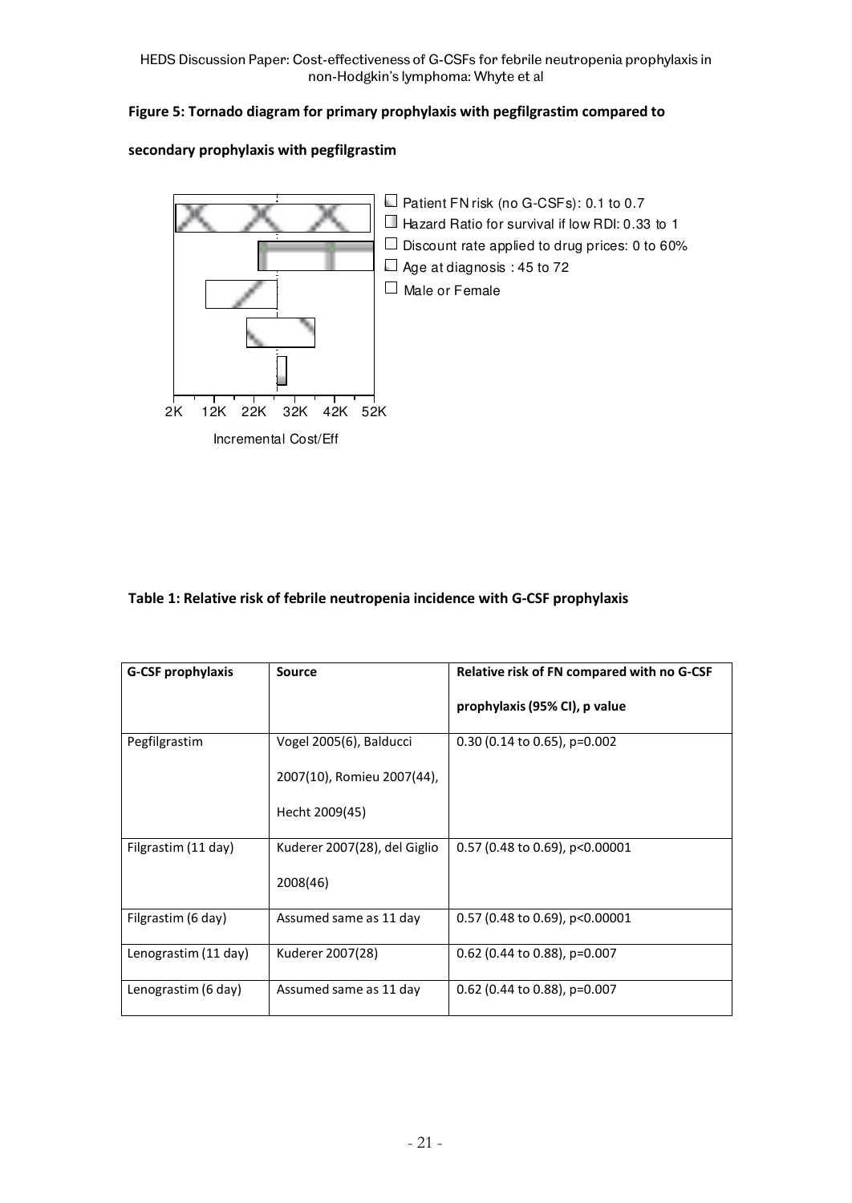**Figure 5: Tornado diagram for primary prophylaxis with pegfilgrastim compared to secondary prophylaxis with pegfilgrastim**

- Patient FN risk (no G-CSFs): 0.1 to 0.7
- Hazard Ratio for survival if low RDI: 0.33 to 1
- Discount rate applied to drug prices: 0 to 60%
- Age at diagnosis : 45 to 72
- Male or Female

2K 12K 22K 32K 42K 52K

Incremental Cost/Eff

**Table 1: Relative risk of febrile neutropenia incidence with G-CSF prophylaxis**

| G-CSF prophylaxis | Source | Relative risk of FN compared with no G-CSF prophylaxis (95% CI), p value |
|---|---|---|
| Pegfilgrastim | Vogel 2005(6), Balducci 2007(10), Romieu 2007(44), Hecht 2009(45) | 0.30 (0.14 to 0.65), p=0.002 |
| Filgrastim (11 day) | Kuderer 2007(28), del Giglio 2008(46) | 0.57 (0.48 to 0.69), p<0.00001 |
| Filgrastim (6 day) | Assumed same as 11 day | 0.57 (0.48 to 0.69), p<0.00001 |
| Lenograstim (11 day) | Kuderer 2007(28) | 0.62 (0.44 to 0.88), p=0.007 |
| Lenograstim (6 day) | Assumed same as 11 day | 0.62 (0.44 to 0.88), p=0.007 |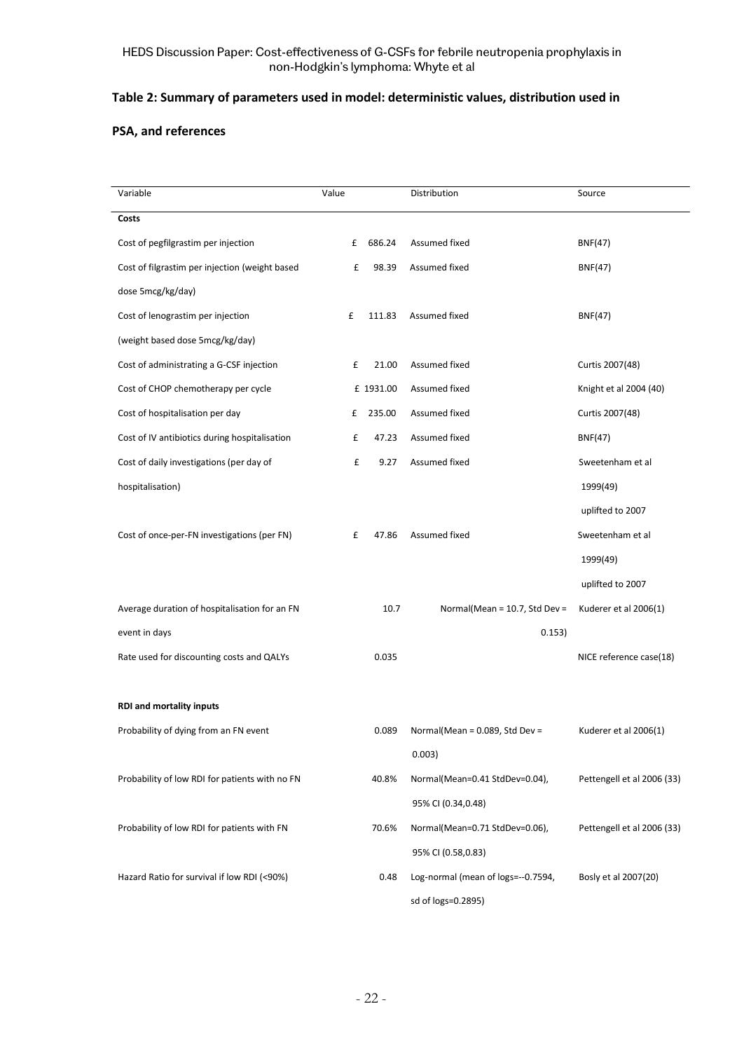## Table 2: Summary of parameters used in model: deterministic values, distribution used in PSA, and references

| Variable | Value | Distribution | Source |
|---|---|---|---|
| **Costs** | | | |
| Cost of pegfilgrastim per injection | £ 686.24 | Assumed fixed | BNF(47) |
| Cost of filgrastim per injection (weight based dose 5mcg/kg/day) | £ 98.39 | Assumed fixed | BNF(47) |
| Cost of lenograstim per injection (weight based dose 5mcg/kg/day) | £ 111.83 | Assumed fixed | BNF(47) |
| Cost of administrating a G-CSF injection | £ 21.00 | Assumed fixed | Curtis 2007(48) |
| Cost of CHOP chemotherapy per cycle | £ 1931.00 | Assumed fixed | Knight et al 2004 (40) |
| Cost of hospitalisation per day | £ 235.00 | Assumed fixed | Curtis 2007(48) |
| Cost of IV antibiotics during hospitalisation | £ 47.23 | Assumed fixed | BNF(47) |
| Cost of daily investigations (per day of hospitalisation) | £ 9.27 | Assumed fixed | Sweetenham et al 1999(49) uplifted to 2007 |
| Cost of once-per-FN investigations (per FN) | £ 47.86 | Assumed fixed | Sweetenham et al 1999(49) uplifted to 2007 |
| Average duration of hospitalisation for an FN event in days | 10.7 | Normal(Mean = 10.7, Std Dev = 0.153) | Kuderer et al 2006(1) |
| Rate used for discounting costs and QALYs | 0.035 | | NICE reference case(18) |
| **RDI and mortality inputs** | | | |
| Probability of dying from an FN event | 0.089 | Normal(Mean = 0.089, Std Dev = 0.003) | Kuderer et al 2006(1) |
| Probability of low RDI for patients with no FN | 40.8% | Normal(Mean=0.41 StdDev=0.04), 95% CI (0.34,0.48) | Pettengell et al 2006 (33) |
| Probability of low RDI for patients with FN | 70.6% | Normal(Mean=0.71 StdDev=0.06), 95% CI (0.58,0.83) | Pettengell et al 2006 (33) |
| Hazard Ratio for survival if low RDI (<90%) | 0.48 | Log-normal (mean of logs=--0.7594, sd of logs=0.2895) | Bosly et al 2007(20) |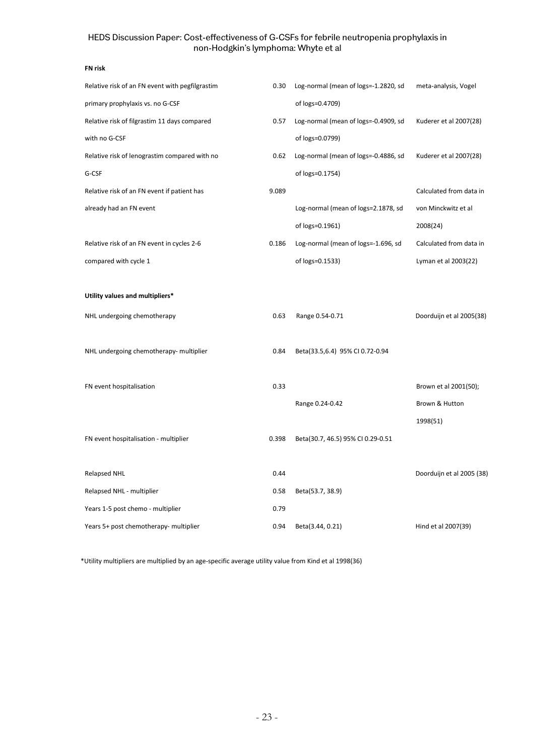| **FN risk** | | | |
| --- | --- | --- | --- |
| Relative risk of an FN event with pegfilgrastim primary prophylaxis vs. no G-CSF | 0.30 | Log-normal (mean of logs=-1.2820, sd of logs=0.4709) | meta-analysis, Vogel |
| Relative risk of filgrastim 11 days compared with no G-CSF | 0.57 | Log-normal (mean of logs=-0.4909, sd of logs=0.0799) | Kuderer et al 2007(28) |
| Relative risk of lenograstim compared with no G-CSF | 0.62 | Log-normal (mean of logs=-0.4886, sd of logs=0.1754) | Kuderer et al 2007(28) |
| Relative risk of an FN event if patient has already had an FN event | 9.089 | Log-normal (mean of logs=2.1878, sd of logs=0.1961) | Calculated from data in von Minckwitz et al 2008(24) |
| Relative risk of an FN event in cycles 2-6 compared with cycle 1 | 0.186 | Log-normal (mean of logs=-1.696, sd of logs=0.1533) | Calculated from data in Lyman et al 2003(22) |
| **Utility values and multipliers*** | | | |
| NHL undergoing chemotherapy | 0.63 | Range 0.54-0.71 | Doorduijn et al 2005(38) |
| NHL undergoing chemotherapy- multiplier | 0.84 | Beta(33.5,6.4) 95% CI 0.72-0.94 | |
| FN event hospitalisation | 0.33 | Range 0.24-0.42 | Brown et al 2001(50); Brown & Hutton 1998(51) |
| FN event hospitalisation - multiplier | 0.398 | Beta(30.7, 46.5) 95% CI 0.29-0.51 | |
| Relapsed NHL | 0.44 | | Doorduijn et al 2005 (38) |
| Relapsed NHL - multiplier | 0.58 | Beta(53.7, 38.9) | |
| Years 1-5 post chemo - multiplier | 0.79 | | |
| Years 5+ post chemotherapy- multiplier | 0.94 | Beta(3.44, 0.21) | Hind et al 2007(39) |

*Utility multipliers are multiplied by an age-specific average utility value from Kind et al 1998(36)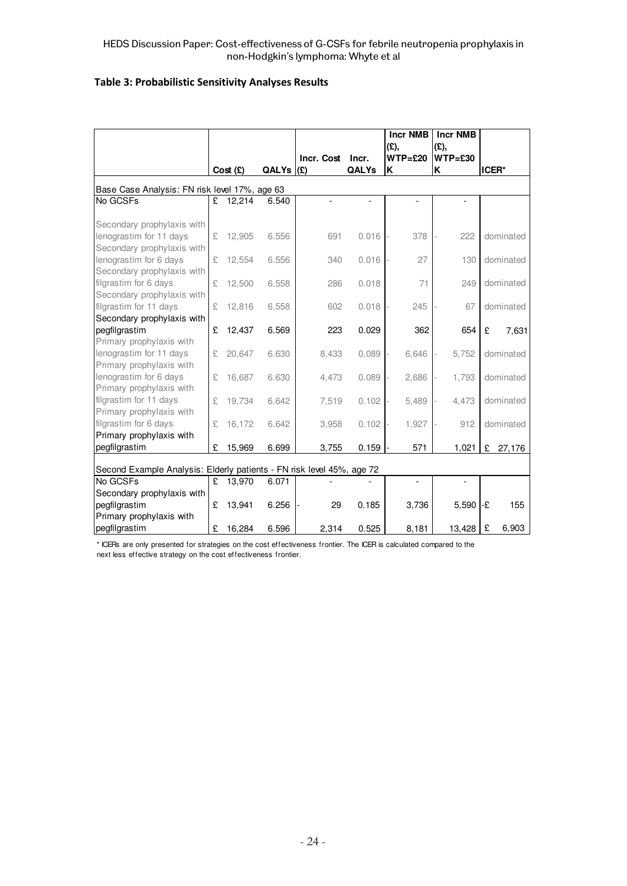**Table 3: Probabilistic Sensitivity Analyses Results**

| | Cost (£) | QALYs | Incr. Cost (£) | Incr. QALYs | Incr NMB (£), WTP=£20K | Incr NMB (£), WTP=£30K | ICER* |
|---|---|---|---|---|---|---|---|
| **Base Case Analysis: FN risk level 17%, age 63** | | | | | | | |
| No GCSFs | £ 12,214 | 6.540 | - | - | - | - | |
| Secondary prophylaxis with lenograstim for 11 days | £ 12,905 | 6.556 | 691 | 0.016 | - 378 | - 222 | dominated |
| Secondary prophylaxis with lenograstim for 6 days | £ 12,554 | 6.556 | 340 | 0.016 | - 27 | 130 | dominated |
| Secondary prophylaxis with filgrastim for 6 days | £ 12,500 | 6.558 | 286 | 0.018 | 71 | 249 | dominated |
| Secondary prophylaxis with filgrastim for 11 days | £ 12,816 | 6.558 | 602 | 0.018 | - 245 | - 67 | dominated |
| Secondary prophylaxis with pegfilgrastim | £ 12,437 | 6.569 | 223 | 0.029 | 362 | 654 | £ 7,631 |
| Primary prophylaxis with lenograstim for 11 days | £ 20,647 | 6.630 | 8,433 | 0.089 | - 6,646 | - 5,752 | dominated |
| Primary prophylaxis with lenograstim for 6 days | £ 16,687 | 6.630 | 4,473 | 0.089 | - 2,686 | - 1,793 | dominated |
| Primary prophylaxis with filgrastim for 11 days | £ 19,734 | 6.642 | 7,519 | 0.102 | - 5,489 | - 4,473 | dominated |
| Primary prophylaxis with filgrastim for 6 days | £ 16,172 | 6.642 | 3,958 | 0.102 | - 1,927 | - 912 | dominated |
| Primary prophylaxis with pegfilgrastim | £ 15,969 | 6.699 | 3,755 | 0.159 | - 571 | 1,021 | £ 27,176 |
| **Second Example Analysis: Elderly patients - FN risk level 45%, age 72** | | | | | | | |
| No GCSFs | £ 13,970 | 6.071 | - | - | - | - | |
| Secondary prophylaxis with pegfilgrastim | £ 13,941 | 6.256 | - 29 | 0.185 | 3,736 | 5,590 | -£ 155 |
| Primary prophylaxis with pegfilgrastim | £ 16,284 | 6.596 | 2,314 | 0.525 | 8,181 | 13,428 | £ 6,903 |

\* ICERs are only presented for strategies on the cost effectiveness frontier. The ICER is calculated compared to the next less effective strategy on the cost effectiveness frontier.